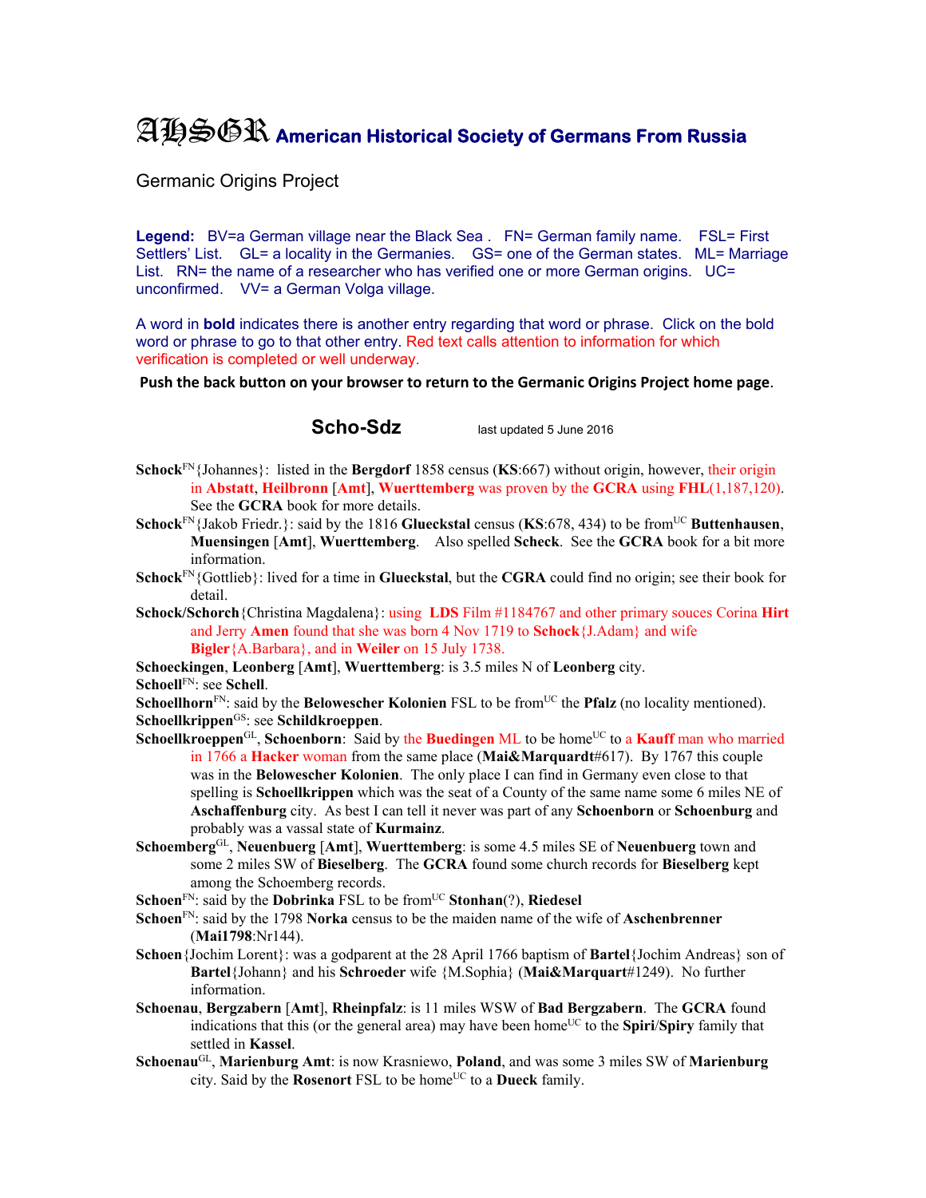# AHSGR American Historical Society of Germans From Russia

Germanic Origins Project

**Legend:** BV=a German village near the Black Sea . FN= German family name. FSL= First Settlers' List. GL= a locality in the Germanies. GS= one of the German states. ML= Marriage List. RN= the name of a researcher who has verified one or more German origins. UC= unconfirmed. VV= a German Volga village.

A word in **bold** indicates there is another entry regarding that word or phrase. Click on the bold word or phrase to go to that other entry. Red text calls attention to information for which verification is completed or well underway.

**Push the back button on your browser to return to the Germanic Origins Project home page**.

## Scho-Sdz

last updated 5 June 2016

**Schock**[FN]{Johannes}: listed in the **Bergdorf** 1858 census (**KS**:667) without origin, however, their origin in **Abstatt**, **Heilbronn** [**Amt**], **Wuerttemberg** was proven by the **GCRA** using **FHL**(1,187,120). See the **GCRA** book for more details.

**Schock**[FN]{Jakob Friedr.}: said by the 1816 **Glueckstal** census (**KS**:678, 434) to be from[UC] **Buttenhausen**, **Muensingen** [**Amt**], **Wuerttemberg**. Also spelled **Scheck**. See the **GCRA** book for a bit more information.

**Schock**[FN]{Gottlieb}: lived for a time in **Glueckstal**, but the **CGRA** could find no origin; see their book for detail.

**Schock/Schorch**{Christina Magdalena}: using **LDS** Film #1184767 and other primary souces Corina **Hirt** and Jerry **Amen** found that she was born 4 Nov 1719 to **Schock**{J.Adam} and wife **Bigler**{A.Barbara}, and in **Weiler** on 15 July 1738.

**Schoeckingen**, **Leonberg** [**Amt**], **Wuerttemberg**: is 3.5 miles N of **Leonberg** city.

**Schoell**[FN]: see **Schell**.

**Schoellhorn**[FN]: said by the **Belowescher Kolonien** FSL to be from[UC] the **Pfalz** (no locality mentioned).

**Schoellkrippen**[GS]: see **Schildkroeppen**.

**Schoellkroeppen**[GL], **Schoenborn**: Said by the **Buedingen** ML to be home[UC] to a **Kauff** man who married in 1766 a **Hacker** woman from the same place (**Mai&Marquardt**#617). By 1767 this couple was in the **Belowescher Kolonien**. The only place I can find in Germany even close to that spelling is **Schoellkrippen** which was the seat of a County of the same name some 6 miles NE of **Aschaffenburg** city. As best I can tell it never was part of any **Schoenborn** or **Schoenburg** and probably was a vassal state of **Kurmainz**.

**Schoemberg**[GL], **Neuenbuerg** [**Amt**], **Wuerttemberg**: is some 4.5 miles SE of **Neuenbuerg** town and some 2 miles SW of **Bieselberg**. The **GCRA** found some church records for **Bieselberg** kept among the Schoemberg records.

**Schoen**[FN]: said by the **Dobrinka** FSL to be from[UC] **Stonhan**(?), **Riedesel**

**Schoen**[FN]: said by the 1798 **Norka** census to be the maiden name of the wife of **Aschenbrenner** (**Mai1798**:Nr144).

**Schoen**{Jochim Lorent}: was a godparent at the 28 April 1766 baptism of **Bartel**{Jochim Andreas} son of **Bartel**{Johann} and his **Schroeder** wife {M.Sophia} (**Mai&Marquart**#1249). No further information.

**Schoenau**, **Bergzabern** [**Amt**], **Rheinpfalz**: is 11 miles WSW of **Bad Bergzabern**. The **GCRA** found indications that this (or the general area) may have been home[UC] to the **Spiri**/**Spiry** family that settled in **Kassel**.

**Schoenau**[GL], **Marienburg Amt**: is now Krasniewo, **Poland**, and was some 3 miles SW of **Marienburg** city. Said by the **Rosenort** FSL to be home[UC] to a **Dueck** family.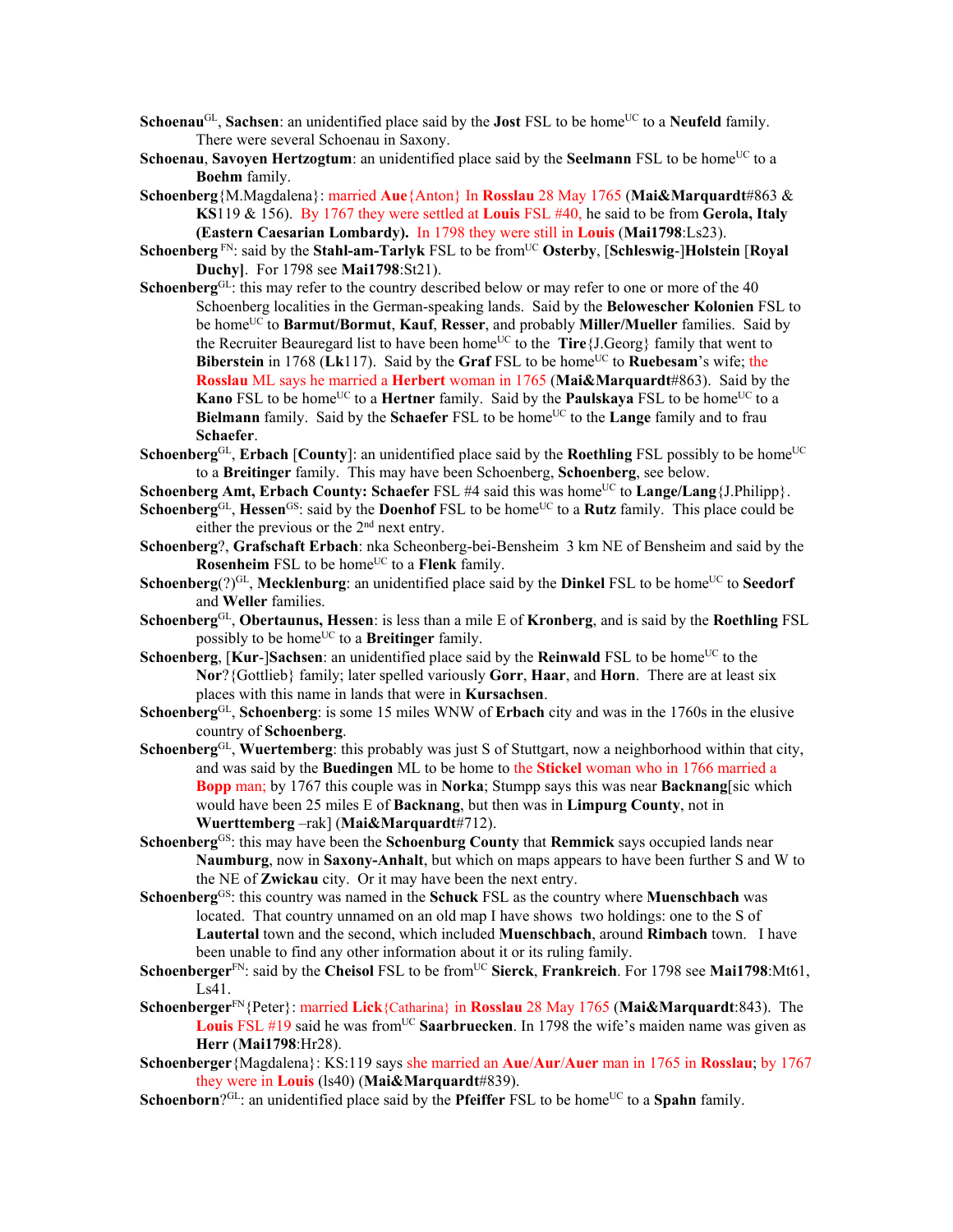**Schoenau**[GL], **Sachsen**: an unidentified place said by the **Jost** FSL to be home[UC] to a **Neufeld** family. There were several Schoenau in Saxony.

**Schoenau**, **Savoyen Hertzogtum**: an unidentified place said by the **Seelmann** FSL to be home[UC] to a **Boehm** family.

**Schoenberg**{M.Magdalena}: married **Aue**{Anton} In **Rosslau** 28 May 1765 (**Mai&Marquardt**#863 & **KS**119 & 156). By 1767 they were settled at **Louis** FSL #40, he said to be from **Gerola, Italy (Eastern Caesarian Lombardy).** In 1798 they were still in **Louis** (**Mai1798**:Ls23).

**Schoenberg** [FN]: said by the **Stahl-am-Tarlyk** FSL to be from[UC] **Osterby**, [**Schleswig**-]**Holstein** [**Royal Duchy**]. For 1798 see **Mai1798**:St21).

**Schoenberg**[GL]: this may refer to the country described below or may refer to one or more of the 40 Schoenberg localities in the German-speaking lands. Said by the **Belowescher Kolonien** FSL to be home[UC] to **Barmut/Bormut**, **Kauf**, **Resser**, and probably **Miller/Mueller** families. Said by the Recruiter Beauregard list to have been home[UC] to the **Tire**{J.Georg} family that went to **Biberstein** in 1768 (**Lk**117). Said by the **Graf** FSL to be home[UC] to **Ruebesam**'s wife; the **Rosslau** ML says he married a **Herbert** woman in 1765 (**Mai&Marquardt**#863). Said by the **Kano** FSL to be home[UC] to a **Hertner** family. Said by the **Paulskaya** FSL to be home[UC] to a **Bielmann** family. Said by the **Schaefer** FSL to be home[UC] to the **Lange** family and to frau **Schaefer**.

**Schoenberg**[GL], **Erbach** [**County**]: an unidentified place said by the **Roethling** FSL possibly to be home[UC] to a **Breitinger** family. This may have been Schoenberg, **Schoenberg**, see below.

**Schoenberg Amt, Erbach County: Schaefer** FSL #4 said this was home[UC] to **Lange/Lang**{J.Philipp}.

**Schoenberg**[GL], **Hessen**[GS]: said by the **Doenhof** FSL to be home[UC] to a **Rutz** family. This place could be either the previous or the 2[nd] next entry.

**Schoenberg**?, **Grafschaft Erbach**: nka Scheonberg-bei-Bensheim 3 km NE of Bensheim and said by the **Rosenheim** FSL to be home[UC] to a **Flenk** family.

**Schoenberg**(?)[GL], **Mecklenburg**: an unidentified place said by the **Dinkel** FSL to be home[UC] to **Seedorf** and **Weller** families.

**Schoenberg**[GL], **Obertaunus, Hessen**: is less than a mile E of **Kronberg**, and is said by the **Roethling** FSL possibly to be home[UC] to a **Breitinger** family.

**Schoenberg**, [**Kur**-]**Sachsen**: an unidentified place said by the **Reinwald** FSL to be home[UC] to the **Nor**?{Gottlieb} family; later spelled variously **Gorr**, **Haar**, and **Horn**. There are at least six places with this name in lands that were in **Kursachsen**.

**Schoenberg**[GL], **Schoenberg**: is some 15 miles WNW of **Erbach** city and was in the 1760s in the elusive country of **Schoenberg**.

**Schoenberg**[GL], **Wuertemberg**: this probably was just S of Stuttgart, now a neighborhood within that city, and was said by the **Buedingen** ML to be home to the **Stickel** woman who in 1766 married a **Bopp** man; by 1767 this couple was in **Norka**; Stumpp says this was near **Backnang**[sic which would have been 25 miles E of **Backnang**, but then was in **Limpurg County**, not in **Wuerttemberg** –rak] (**Mai&Marquardt**#712).

**Schoenberg**[GS]: this may have been the **Schoenburg County** that **Remmick** says occupied lands near **Naumburg**, now in **Saxony-Anhalt**, but which on maps appears to have been further S and W to the NE of **Zwickau** city. Or it may have been the next entry.

**Schoenberg**[GS]: this country was named in the **Schuck** FSL as the country where **Muenschbach** was located. That country unnamed on an old map I have shows two holdings: one to the S of **Lautertal** town and the second, which included **Muenschbach**, around **Rimbach** town. I have been unable to find any other information about it or its ruling family.

**Schoenberger**[FN]: said by the **Cheisol** FSL to be from[UC] **Sierck**, **Frankreich**. For 1798 see **Mai1798**:Mt61, Ls41.

**Schoenberger**[FN]{Peter}: married **Lick**{Catharina} in **Rosslau** 28 May 1765 (**Mai&Marquardt**:843). The **Louis** FSL #19 said he was from[UC] **Saarbruecken**. In 1798 the wife's maiden name was given as **Herr** (**Mai1798**:Hr28).

**Schoenberger**{Magdalena}: KS:119 says she married an **Aue**/**Aur**/**Auer** man in 1765 in **Rosslau**; by 1767 they were in **Louis** (ls40) (**Mai&Marquardt**#839).

**Schoenborn**?[GL]: an unidentified place said by the **Pfeiffer** FSL to be home[UC] to a **Spahn** family.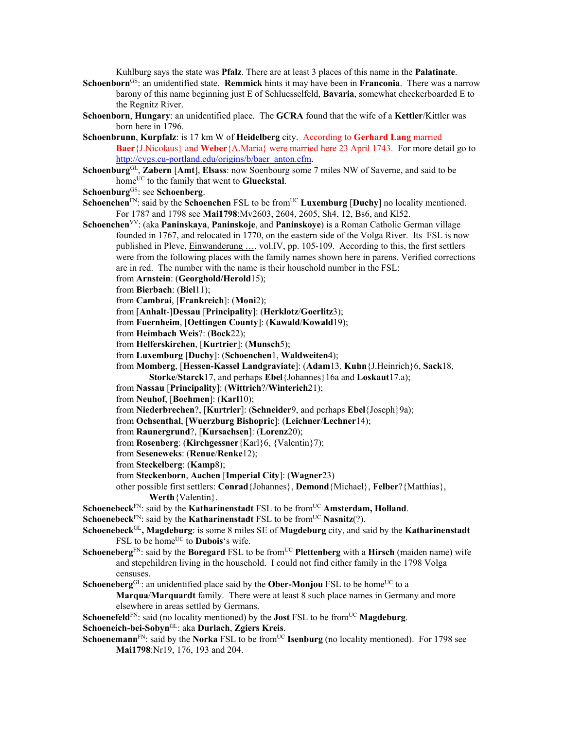Kuhlburg says the state was **Pfalz**. There are at least 3 places of this name in the **Palatinate**.

**Schoenborn**[GS]: an unidentified state. **Remmick** hints it may have been in **Franconia**. There was a narrow barony of this name beginning just E of Schluesselfeld, **Bavaria**, somewhat checkerboarded E to the Regnitz River.

**Schoenborn**, **Hungary**: an unidentified place. The **GCRA** found that the wife of a **Kettler**/Kittler was born here in 1796.

**Schoenbrunn**, **Kurpfalz**: is 17 km W of **Heidelberg** city. According to **Gerhard Lang** married **Baer**{J.Nicolaus} and **Weber**{A.Maria} were married here 23 April 1743. For more detail go to http://cvgs.cu-portland.edu/origins/b/baer_anton.cfm.

**Schoenburg**[GL], **Zabern** [**Amt**], **Elsass**: now Soenbourg some 7 miles NW of Saverne, and said to be home[UC] to the family that went to **Glueckstal**.

**Schoenburg**[GS]: see **Schoenberg**.

**Schoenchen**[FN]: said by the **Schoenchen** FSL to be from[UC] **Luxemburg** [**Duchy**] no locality mentioned. For 1787 and 1798 see **Mai1798**:Mv2603, 2604, 2605, Sh4, 12, Bs6, and Kl52.

**Schoenchen**[VV]: (aka **Paninskaya**, **Paninskoje**, and **Paninskoye**) is a Roman Catholic German village founded in 1767, and relocated in 1770, on the eastern side of the Volga River. Its FSL is now published in Pleve, Einwanderung …, vol.IV, pp. 105-109. According to this, the first settlers were from the following places with the family names shown here in parens. Verified corrections are in red. The number with the name is their household number in the FSL:

from **Arnstein**: (**Georghold/Herold**15);
from **Bierbach**: (**Biel**11);
from **Cambrai**, [**Frankreich**]: (**Moni**2);
from [**Anhalt**-]**Dessau** [**Principality**]: (**Herklotz**/**Goerlitz**3);
from **Fuernheim**, [**Oettingen County**]: (**Kawald**/**Kowald**19);
from **Heimbach Weis**?: (**Bock**22);
from **Helferskirchen**, [**Kurtrier**]: (**Munsch**5);
from **Luxemburg** [**Duchy**]: (**Schoenchen**1, **Waldweiten**4);
from **Momberg**, [**Hessen-Kassel Landgraviate**]: (**Adam**13, **Kuhn**{J.Heinrich}6, **Sack**18, **Storke**/**Starck**17, and perhaps **Ebel**{Johannes}16a and **Loskaut**17.a);
from **Nassau** [**Principality**]: (**Wittrich**?/**Winterich**21);
from **Neuhof**, [**Boehmen**]: (**Karl**10);
from **Niederbrechen**?, [**Kurtrier**]: (**Schneider**9, and perhaps **Ebel**{Joseph}9a);
from **Ochsenthal**, [**Wuerzburg Bishopric**]: (**Leichner**/**Lechner**14);
from **Raunergrund**?, [**Kursachsen**]: (**Lorenz**20);
from **Rosenberg**: (**Kirchgessner**{Karl}6, {Valentin}7);
from **Seseneweks**: (**Renue**/**Renke**12);
from **Steckelberg**: (**Kamp**8);
from **Steckenborn**, **Aachen** [**Imperial City**]: (**Wagner**23)
other possible first settlers: **Conrad**{Johannes}, **Demond**{Michael}, **Felber**?{Matthias}, **Werth**{Valentin}.

**Schoenebeck**[FN]: said by the **Katharinenstadt** FSL to be from[UC] **Amsterdam, Holland**.

**Schoenebeck**[FN]: said by the **Katharinenstadt** FSL to be from[UC] **Nasnitz**(?).

**Schoenebeck**[GL]**, Magdeburg**: is some 8 miles SE of **Magdeburg** city, and said by the **Katharinenstadt** FSL to be home[UC] to **Dubois**'s wife.

**Schoeneberg**[FN]: said by the **Boregard** FSL to be from[UC] **Plettenberg** with a **Hirsch** (maiden name) wife and stepchildren living in the household. I could not find either family in the 1798 Volga censuses.

**Schoeneberg**[GL]: an unidentified place said by the **Ober-Monjou** FSL to be home[UC] to a **Marqua**/**Marquardt** family. There were at least 8 such place names in Germany and more elsewhere in areas settled by Germans.

**Schoenefeld**[FN]: said (no locality mentioned) by the **Jost** FSL to be from[UC] **Magdeburg**.

**Schoeneich-bei-Sobyn**[GL]: aka **Durlach**, **Zgiers Kreis**.

**Schoenemann**[FN]: said by the **Norka** FSL to be from[UC] **Isenburg** (no locality mentioned). For 1798 see **Mai1798**:Nr19, 176, 193 and 204.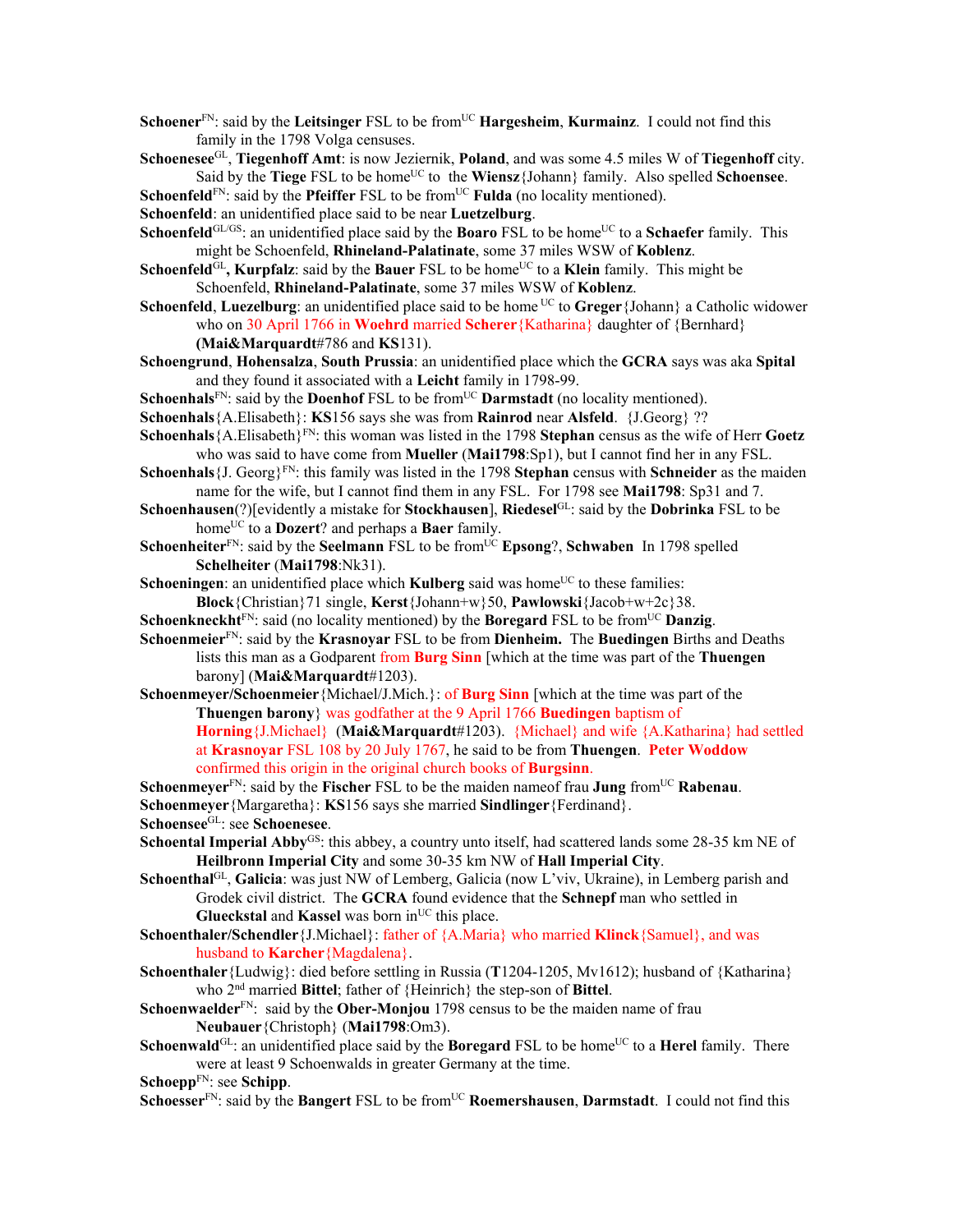**Schoener**[FN]: said by the **Leitsinger** FSL to be from[UC] **Hargesheim**, **Kurmainz**. I could not find this family in the 1798 Volga censuses.

**Schoenesee**[GL], **Tiegenhoff Amt**: is now Jeziernik, **Poland**, and was some 4.5 miles W of **Tiegenhoff** city. Said by the **Tiege** FSL to be home[UC] to the **Wiensz**{Johann} family. Also spelled **Schoensee**.

**Schoenfeld**[FN]: said by the **Pfeiffer** FSL to be from[UC] **Fulda** (no locality mentioned).

**Schoenfeld**: an unidentified place said to be near **Luetzelburg**.

**Schoenfeld**[GL/GS]: an unidentified place said by the **Boaro** FSL to be home[UC] to a **Schaefer** family. This might be Schoenfeld, **Rhineland-Palatinate**, some 37 miles WSW of **Koblenz**.

**Schoenfeld**[GL], **Kurpfalz**: said by the **Bauer** FSL to be home[UC] to a **Klein** family. This might be Schoenfeld, **Rhineland-Palatinate**, some 37 miles WSW of **Koblenz**.

**Schoenfeld**, **Luezelburg**: an unidentified place said to be home [UC] to **Greger**{Johann} a Catholic widower who on 30 April 1766 in **Woehrd** married **Scherer**{Katharina} daughter of {Bernhard} (**Mai&Marquardt**#786 and **KS**131).

**Schoengrund**, **Hohensalza**, **South Prussia**: an unidentified place which the **GCRA** says was aka **Spital** and they found it associated with a **Leicht** family in 1798-99.

**Schoenhals**[FN]: said by the **Doenhof** FSL to be from[UC] **Darmstadt** (no locality mentioned).

**Schoenhals**{A.Elisabeth}: **KS**156 says she was from **Rainrod** near **Alsfeld**. {J.Georg} ??

**Schoenhals**{A.Elisabeth}[FN]: this woman was listed in the 1798 **Stephan** census as the wife of Herr **Goetz** who was said to have come from **Mueller** (**Mai1798**:Sp1), but I cannot find her in any FSL.

**Schoenhals**{J. Georg}[FN]: this family was listed in the 1798 **Stephan** census with **Schneider** as the maiden name for the wife, but I cannot find them in any FSL. For 1798 see **Mai1798**: Sp31 and 7.

**Schoenhausen**(?)[evidently a mistake for **Stockhausen**], **Riedesel**[GL]: said by the **Dobrinka** FSL to be home[UC] to a **Dozert**? and perhaps a **Baer** family.

**Schoenheiter**[FN]: said by the **Seelmann** FSL to be from[UC] **Epsong**?, **Schwaben** In 1798 spelled **Schelheiter** (**Mai1798**:Nk31).

**Schoeningen**: an unidentified place which **Kulberg** said was home[UC] to these families: **Block**{Christian}71 single, **Kerst**{Johann+w}50, **Pawlowski**{Jacob+w+2c}38.

**Schoenkneckht**[FN]: said (no locality mentioned) by the **Boregard** FSL to be from[UC] **Danzig**.

**Schoenmeier**[FN]: said by the **Krasnoyar** FSL to be from **Dienheim.** The **Buedingen** Births and Deaths lists this man as a Godparent from **Burg Sinn** [which at the time was part of the **Thuengen** barony] (**Mai&Marquardt**#1203).

**Schoenmeyer/Schoenmeier**{Michael/J.Mich.}: of **Burg Sinn** [which at the time was part of the **Thuengen barony**} was godfather at the 9 April 1766 **Buedingen** baptism of **Horning**{J.Michael} (**Mai&Marquardt**#1203). {Michael} and wife {A.Katharina} had settled at **Krasnoyar** FSL 108 by 20 July 1767, he said to be from **Thuengen**. **Peter Woddow** confirmed this origin in the original church books of **Burgsinn**.

**Schoenmeyer**[FN]: said by the **Fischer** FSL to be the maiden nameof frau **Jung** from[UC] **Rabenau**.

**Schoenmeyer**{Margaretha}: **KS**156 says she married **Sindlinger**{Ferdinand}.

**Schoensee**[GL]: see **Schoenesee**.

**Schoental Imperial Abby**[GS]: this abbey, a country unto itself, had scattered lands some 28-35 km NE of **Heilbronn Imperial City** and some 30-35 km NW of **Hall Imperial City**.

**Schoenthal**[GL], **Galicia**: was just NW of Lemberg, Galicia (now L'viv, Ukraine), in Lemberg parish and Grodek civil district. The **GCRA** found evidence that the **Schnepf** man who settled in **Glueckstal** and **Kassel** was born in[UC] this place.

**Schoenthaler/Schendler**{J.Michael}: father of {A.Maria} who married **Klinck**{Samuel}, and was husband to **Karcher**{Magdalena}.

**Schoenthaler**{Ludwig}: died before settling in Russia (**T**1204-1205, Mv1612); husband of {Katharina} who 2[nd] married **Bittel**; father of {Heinrich} the step-son of **Bittel**.

**Schoenwaelder**[FN]: said by the **Ober-Monjou** 1798 census to be the maiden name of frau **Neubauer**{Christoph} (**Mai1798**:Om3).

**Schoenwald**[GL]: an unidentified place said by the **Boregard** FSL to be home[UC] to a **Herel** family. There were at least 9 Schoenwalds in greater Germany at the time.

**Schoepp**[FN]: see **Schipp**.

**Schoesser**[FN]: said by the **Bangert** FSL to be from[UC] **Roemershausen**, **Darmstadt**. I could not find this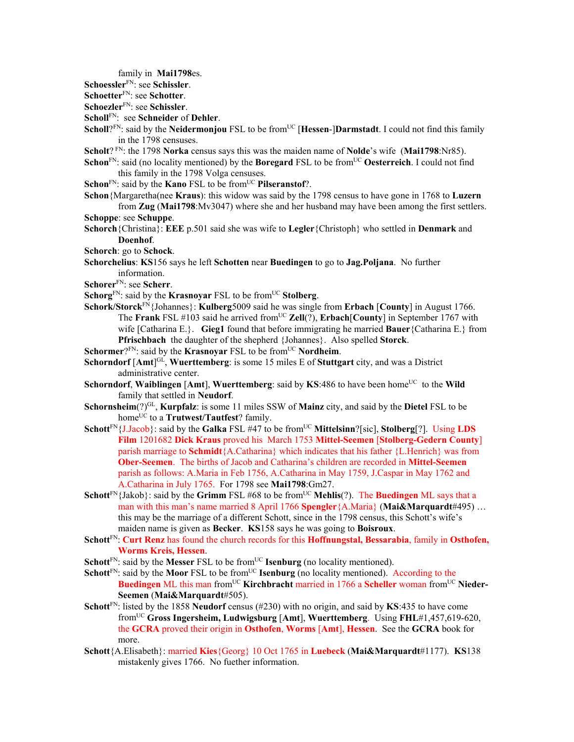family in **Mai1798**es.

**Schoessler**[FN]: see **Schissler**.

**Schoetter**[FN]: see **Schotter**.

**Schoezler**[FN]: see **Schissler**.

**Scholl**[FN]: see **Schneider** of **Dehler**.

**Scholl**?[FN]: said by the **Neidermonjou** FSL to be from[UC] [**Hessen**-]**Darmstadt**. I could not find this family in the 1798 censuses.

**Scholt**? [FN]: the 1798 **Norka** census says this was the maiden name of **Nolde**'s wife (**Mai1798**:Nr85).

**Schon**[FN]: said (no locality mentioned) by the **Boregard** FSL to be from[UC] **Oesterreich**. I could not find this family in the 1798 Volga censuses.

**Schon**[FN]: said by the **Kano** FSL to be from[UC] **Pilseranstof**?.

**Schon**{Margaretha(nee **Kraus**): this widow was said by the 1798 census to have gone in 1768 to **Luzern** from **Zug** (**Mai1798**:Mv3047) where she and her husband may have been among the first settlers.

**Schoppe**: see **Schuppe**.

**Schorch**{Christina}: **EEE** p.501 said she was wife to **Legler**{Christoph} who settled in **Denmark** and **Doenhof**.

**Schorch**: go to **Schock**.

**Schorchelius**: **KS**156 says he left **Schotten** near **Buedingen** to go to **Jag.Poljana**. No further information.

**Schorer**[FN]: see **Scherr**.

**Schorg**[FN]: said by the **Krasnoyar** FSL to be from[UC] **Stolberg**.

**Schork/Storck**[FN]{Johannes}: **Kulberg**5009 said he was single from **Erbach** [**County**] in August 1766. The **Frank** FSL #103 said he arrived from[UC] **Zell**(?), **Erbach**[**County**] in September 1767 with wife [Catharina E.}. **Gieg1** found that before immigrating he married **Bauer**{Catharina E.} from **Pfrischbach** the daughter of the shepherd {Johannes}. Also spelled **Storck**.

**Schormer**?[FN]: said by the **Krasnoyar** FSL to be from[UC] **Nordheim**.

**Schorndorf** [**Amt**][GL], **Wuerttemberg**: is some 15 miles E of **Stuttgart** city, and was a District administrative center.

**Schorndorf**, **Waiblingen** [**Amt**], **Wuerttemberg**: said by **KS**:486 to have been home[UC] to the **Wild** family that settled in **Neudorf**.

**Schornsheim**(?)[GL], **Kurpfalz**: is some 11 miles SSW of **Mainz** city, and said by the **Dietel** FSL to be home[UC] to a **Trutwest/Tautfest**? family.

**Schott**[FN]{J.Jacob}: said by the **Galka** FSL #47 to be from[UC] **Mittelsinn**?[sic], **Stolberg**[?]. Using **LDS Film** 1201682 **Dick Kraus** proved his March 1753 **Mittel-Seemen** [**Stolberg-Gedern County**] parish marriage to **Schmidt**{A.Catharina} which indicates that his father {L.Henrich} was from **Ober-Seemen**. The births of Jacob and Catharina's children are recorded in **Mittel-Seemen** parish as follows: A.Maria in Feb 1756, A.Catharina in May 1759, J.Caspar in May 1762 and A.Catharina in July 1765. For 1798 see **Mai1798**:Gm27.

**Schott**[FN]{Jakob}: said by the **Grimm** FSL #68 to be from[UC] **Mehlis**(?). The **Buedingen** ML says that a man with this man's name married 8 April 1766 **Spengler**{A.Maria} (**Mai&Marquardt**#495) … this may be the marriage of a different Schott, since in the 1798 census, this Schott's wife's maiden name is given as **Becker**. **KS**158 says he was going to **Boisroux**.

**Schott**[FN]: **Curt Renz** has found the church records for this **Hoffnungstal, Bessarabia**, family in **Osthofen, Worms Kreis, Hessen**.

**Schott**[FN]: said by the **Messer** FSL to be from[UC] **Isenburg** (no locality mentioned).

**Schott**[FN]: said by the **Moor** FSL to be from[UC] **Isenburg** (no locality mentioned). According to the **Buedingen** ML this man from[UC] **Kirchbracht** married in 1766 a **Scheller** woman from[UC] **Nieder-Seemen** (**Mai&Marquardt**#505).

**Schott**[FN]: listed by the 1858 **Neudorf** census (#230) with no origin, and said by **KS**:435 to have come from[UC] **Gross Ingersheim, Ludwigsburg** [**Amt**], **Wuerttemberg**. Using **FHL**#1,457,619-620, the **GCRA** proved their origin in **Osthofen**, **Worms** [**Amt**], **Hessen**. See the **GCRA** book for more.

**Schott**{A.Elisabeth}: married **Kies**{Georg} 10 Oct 1765 in **Luebeck** (**Mai&Marquardt**#1177). **KS**138 mistakenly gives 1766. No fuether information.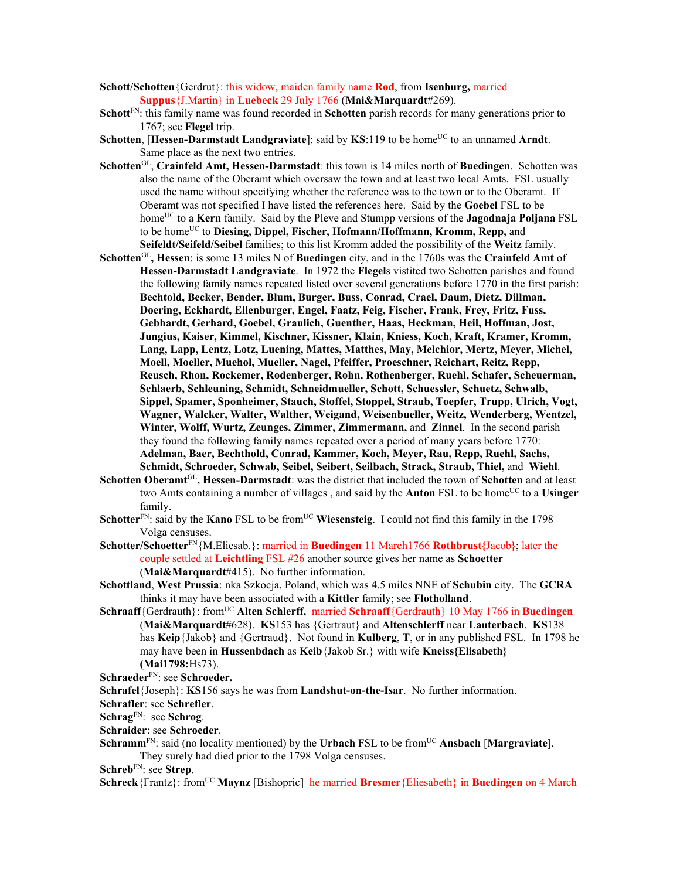**Schott/Schotten**{Gerdrut}: this widow, maiden family name **Rod**, from **Isenburg,** married **Suppus**{J.Martin} in **Luebeck** 29 July 1766 (**Mai&Marquardt**#269).

**Schott**[FN]: this family name was found recorded in **Schotten** parish records for many generations prior to 1767; see **Flegel** trip.

**Schotten**, [**Hessen-Darmstadt Landgraviate**]: said by **KS**:119 to be home[UC] to an unnamed **Arndt**. Same place as the next two entries.

**Schotten**[GL], **Crainfeld Amt, Hessen-Darmstadt**: this town is 14 miles north of **Buedingen**. Schotten was also the name of the Oberamt which oversaw the town and at least two local Amts. FSL usually used the name without specifying whether the reference was to the town or to the Oberamt. If Oberamt was not specified I have listed the references here. Said by the **Goebel** FSL to be home[UC] to a **Kern** family. Said by the Pleve and Stumpp versions of the **Jagodnaja Poljana** FSL to be home[UC] to **Diesing, Dippel, Fischer, Hofmann/Hoffmann, Kromm, Repp,** and **Seifeldt/Seifeld/Seibel** families; to this list Kromm added the possibility of the **Weitz** family.

**Schotten**[GL]**, Hessen**: is some 13 miles N of **Buedingen** city, and in the 1760s was the **Crainfeld Amt** of **Hessen-Darmstadt Landgraviate**. In 1972 the **Flegel**s vistited two Schotten parishes and found the following family names repeated listed over several generations before 1770 in the first parish: **Bechtold, Becker, Bender, Blum, Burger, Buss, Conrad, Crael, Daum, Dietz, Dillman, Doering, Eckhardt, Ellenburger, Engel, Faatz, Feig, Fischer, Frank, Frey, Fritz, Fuss, Gebhardt, Gerhard, Goebel, Graulich, Guenther, Haas, Heckman, Heil, Hoffman, Jost, Jungius, Kaiser, Kimmel, Kischner, Kissner, Klain, Kniess, Koch, Kraft, Kramer, Kromm, Lang, Lapp, Lentz, Lotz, Luening, Mattes, Matthes, May, Melchior, Mertz, Meyer, Michel, Moell, Moeller, Muehol, Mueller, Nagel, Pfeiffer, Proeschner, Reichart, Reitz, Repp, Reusch, Rhon, Rockemer, Rodenberger, Rohn, Rothenberger, Ruehl, Schafer, Scheuerman, Schlaerb, Schleuning, Schmidt, Schneidmueller, Schott, Schuessler, Schuetz, Schwalb, Sippel, Spamer, Sponheimer, Stauch, Stoffel, Stoppel, Straub, Toepfer, Trupp, Ulrich, Vogt, Wagner, Walcker, Walter, Walther, Weigand, Weisenbueller, Weitz, Wenderberg, Wentzel, Winter, Wolff, Wurtz, Zeunges, Zimmer, Zimmermann,** and **Zinnel**. In the second parish they found the following family names repeated over a period of many years before 1770: **Adelman, Baer, Bechthold, Conrad, Kammer, Koch, Meyer, Rau, Repp, Ruehl, Sachs, Schmidt, Schroeder, Schwab, Seibel, Seibert, Seilbach, Strack, Straub, Thiel,** and **Wiehl**.

**Schotten Oberamt**[GL]**, Hessen-Darmstadt**: was the district that included the town of **Schotten** and at least two Amts containing a number of villages , and said by the **Anton** FSL to be home[UC] to a **Usinger** family.

**Schotter**[FN]: said by the **Kano** FSL to be from[UC] **Wiesensteig**. I could not find this family in the 1798 Volga censuses.

**Schotter/Schoetter**[FN]{M.Eliesab.}: married in **Buedingen** 11 March1766 **Rothbrust{**Jacob**}**; later the couple settled at **Leichtling** FSL #26 another source gives her name as **Schoetter** (**Mai&Marquardt**#415). No further information.

**Schottland**, **West Prussia**: nka Szkocja, Poland, which was 4.5 miles NNE of **Schubin** city. The **GCRA** thinks it may have been associated with a **Kittler** family; see **Flotholland**.

**Schraaff**{Gerdrauth}: from[UC] **Alten Schlerff,** married **Schraaff**{Gerdrauth} 10 May 1766 in **Buedingen** (**Mai&Marquardt**#628). **KS**153 has {Gertraut} and **Altenschlerff** near **Lauterbach**. **KS**138 has **Keip**{Jakob} and {Gertraud}. Not found in **Kulberg**, **T**, or in any published FSL. In 1798 he may have been in **Hussenbdach** as **Keib**{Jakob Sr.} with wife **Kneiss{Elisabeth} (Mai1798:**Hs73).

**Schraeder**[FN]: see **Schroeder.**

**Schrafel**{Joseph}: **KS**156 says he was from **Landshut-on-the-Isar**. No further information.

**Schrafler**: see **Schrefler**.

**Schrag**[FN]: see **Schrog**.

**Schraider**: see **Schroeder**.

**Schramm**[FN]: said (no locality mentioned) by the **Urbach** FSL to be from[UC] **Ansbach** [**Margraviate**]. They surely had died prior to the 1798 Volga censuses.

**Schreb**[FN]: see **Strep**.

**Schreck**{Frantz}: from[UC] **Maynz** [Bishopric] he married **Bresmer**{Eliesabeth} in **Buedingen** on 4 March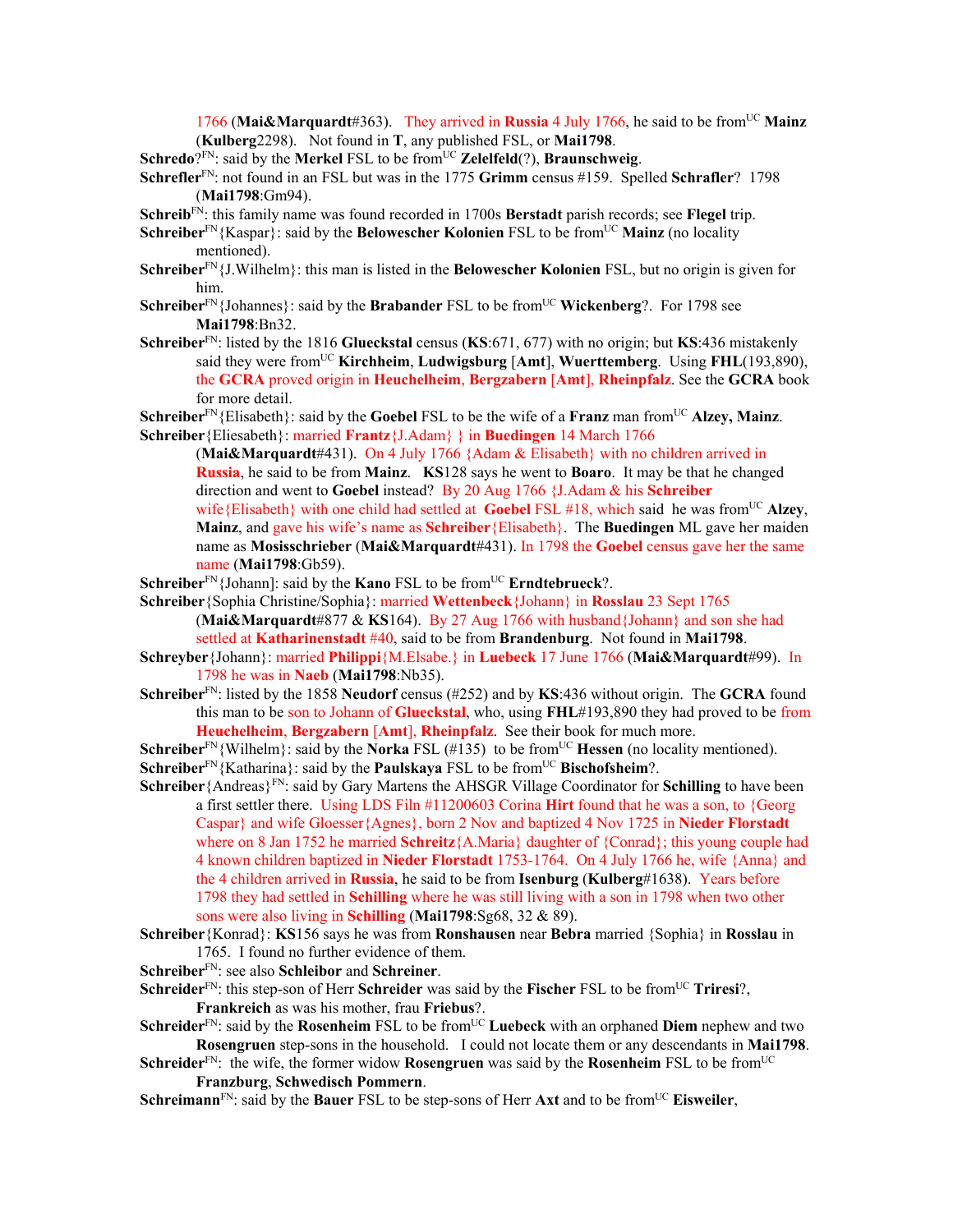1766 (**Mai&Marquardt**#363). They arrived in **Russia** 4 July 1766, he said to be from[UC] **Mainz** (**Kulberg**2298). Not found in **T**, any published FSL, or **Mai1798**.

**Schredo**?[FN]: said by the **Merkel** FSL to be from[UC] **Zelelfeld**(?), **Braunschweig**.

**Schrefler**[FN]: not found in an FSL but was in the 1775 **Grimm** census #159. Spelled **Schrafler**? 1798 (**Mai1798**:Gm94).

**Schreib**[FN]: this family name was found recorded in 1700s **Berstadt** parish records; see **Flegel** trip.

**Schreiber**[FN]{Kaspar}: said by the **Belowescher Kolonien** FSL to be from[UC] **Mainz** (no locality mentioned).

**Schreiber**[FN]{J.Wilhelm}: this man is listed in the **Belowescher Kolonien** FSL, but no origin is given for him.

**Schreiber**[FN]{Johannes}: said by the **Brabander** FSL to be from[UC] **Wickenberg**?. For 1798 see **Mai1798**:Bn32.

**Schreiber**[FN]: listed by the 1816 **Glueckstal** census (**KS**:671, 677) with no origin; but **KS**:436 mistakenly said they were from[UC] **Kirchheim**, **Ludwigsburg** [**Amt**], **Wuerttemberg**. Using **FHL**(193,890), the **GCRA** proved origin in **Heuchelheim**, **Bergzabern** [**Amt**], **Rheinpfalz**. See the **GCRA** book for more detail.

**Schreiber**[FN]{Elisabeth}: said by the **Goebel** FSL to be the wife of a **Franz** man from[UC] **Alzey, Mainz**.

**Schreiber**{Eliesabeth}: married **Frantz**{J.Adam} } in **Buedingen** 14 March 1766 (**Mai&Marquardt**#431). On 4 July 1766 {Adam & Elisabeth} with no children arrived in **Russia**, he said to be from **Mainz**. **KS**128 says he went to **Boaro**. It may be that he changed direction and went to **Goebel** instead? By 20 Aug 1766 {J.Adam & his **Schreiber** wife{Elisabeth} with one child had settled at **Goebel** FSL #18, which said he was from[UC] **Alzey**, **Mainz**, and gave his wife's name as **Schreiber**{Elisabeth}. The **Buedingen** ML gave her maiden name as **Mosisschrieber** (**Mai&Marquardt**#431). In 1798 the **Goebel** census gave her the same name (**Mai1798**:Gb59).

**Schreiber**[FN]{Johann]: said by the **Kano** FSL to be from[UC] **Erndtebrueck**?.

**Schreiber**{Sophia Christine/Sophia}: married **Wettenbeck**{Johann} in **Rosslau** 23 Sept 1765 (**Mai&Marquardt**#877 & **KS**164). By 27 Aug 1766 with husband{Johann} and son she had settled at **Katharinenstadt** #40, said to be from **Brandenburg**. Not found in **Mai1798**.

**Schreyber**{Johann}: married **Philippi**{M.Elsabe.} in **Luebeck** 17 June 1766 (**Mai&Marquardt**#99). In 1798 he was in **Naeb** (**Mai1798**:Nb35).

**Schreiber**[FN]: listed by the 1858 **Neudorf** census (#252) and by **KS**:436 without origin. The **GCRA** found this man to be son to Johann of **Glueckstal**, who, using **FHL**#193,890 they had proved to be from **Heuchelheim**, **Bergzabern** [**Amt**], **Rheinpfalz**. See their book for much more.

**Schreiber**[FN]{Wilhelm}: said by the **Norka** FSL (#135) to be from[UC] **Hessen** (no locality mentioned).

**Schreiber**[FN]{Katharina}: said by the **Paulskaya** FSL to be from[UC] **Bischofsheim**?.

**Schreiber**{Andreas}[FN]: said by Gary Martens the AHSGR Village Coordinator for **Schilling** to have been a first settler there. Using LDS Filn #11200603 Corina **Hirt** found that he was a son, to {Georg Caspar} and wife Gloesser{Agnes}, born 2 Nov and baptized 4 Nov 1725 in **Nieder Florstadt** where on 8 Jan 1752 he married **Schreitz**{A.Maria} daughter of {Conrad}; this young couple had 4 known children baptized in **Nieder Florstadt** 1753-1764. On 4 July 1766 he, wife {Anna} and the 4 children arrived in **Russia**, he said to be from **Isenburg** (**Kulberg**#1638). Years before 1798 they had settled in **Schilling** where he was still living with a son in 1798 when two other sons were also living in **Schilling** (**Mai1798**:Sg68, 32 & 89).

**Schreiber**{Konrad}: **KS**156 says he was from **Ronshausen** near **Bebra** married {Sophia} in **Rosslau** in 1765. I found no further evidence of them.

**Schreiber**[FN]: see also **Schleibor** and **Schreiner**.

**Schreider**[FN]: this step-son of Herr **Schreider** was said by the **Fischer** FSL to be from[UC] **Triresi**?, **Frankreich** as was his mother, frau **Friebus**?.

**Schreider**[FN]: said by the **Rosenheim** FSL to be from[UC] **Luebeck** with an orphaned **Diem** nephew and two **Rosengruen** step-sons in the household. I could not locate them or any descendants in **Mai1798**.

**Schreider**[FN]: the wife, the former widow **Rosengruen** was said by the **Rosenheim** FSL to be from[UC] **Franzburg**, **Schwedisch Pommern**.

**Schreimann**[FN]: said by the **Bauer** FSL to be step-sons of Herr **Axt** and to be from[UC] **Eisweiler**,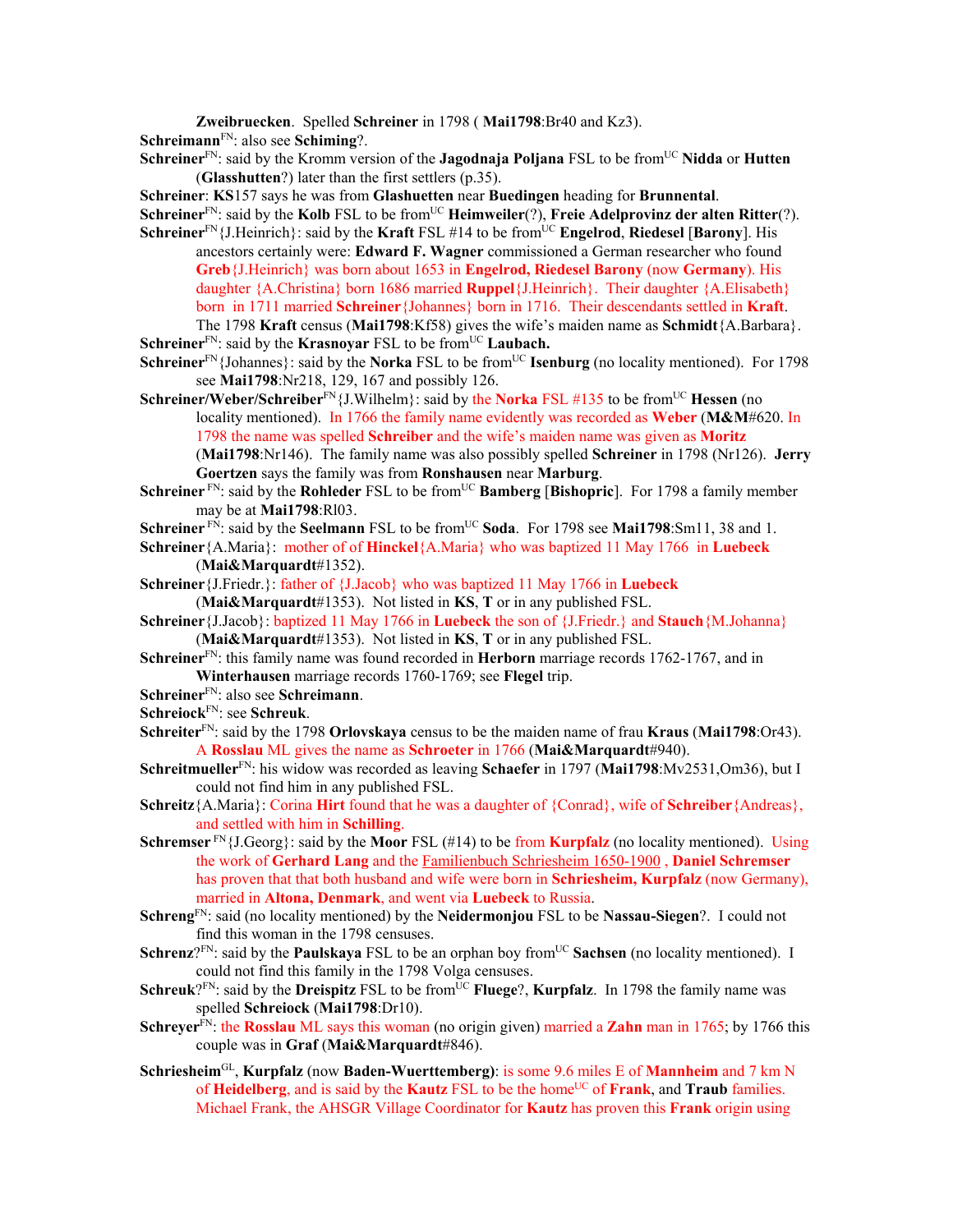**Zweibruecken**. Spelled **Schreiner** in 1798 ( **Mai1798**:Br40 and Kz3).

**Schreimann**[FN]: also see **Schiming**?.

**Schreiner**[FN]: said by the Kromm version of the **Jagodnaja Poljana** FSL to be from[UC] **Nidda** or **Hutten** (**Glasshutten**?) later than the first settlers (p.35).

**Schreiner**: **KS**157 says he was from **Glashuetten** near **Buedingen** heading for **Brunnental**.

**Schreiner**[FN]: said by the **Kolb** FSL to be from[UC] **Heimweiler**(?), **Freie Adelprovinz der alten Ritter**(?).

**Schreiner**[FN]{J.Heinrich}: said by the **Kraft** FSL #14 to be from[UC] **Engelrod**, **Riedesel** [**Barony**]. His ancestors certainly were: **Edward F. Wagner** commissioned a German researcher who found **Greb**{J.Heinrich} was born about 1653 in **Engelrod, Riedesel Barony** (now **Germany**). His daughter {A.Christina} born 1686 married **Ruppel**{J.Heinrich}. Their daughter {A.Elisabeth} born in 1711 married **Schreiner**{Johannes} born in 1716. Their descendants settled in **Kraft**. The 1798 **Kraft** census (**Mai1798**:Kf58) gives the wife's maiden name as **Schmidt**{A.Barbara}.

**Schreiner**[FN]: said by the **Krasnoyar** FSL to be from[UC] **Laubach.**

**Schreiner**[FN]{Johannes}: said by the **Norka** FSL to be from[UC] **Isenburg** (no locality mentioned). For 1798 see **Mai1798**:Nr218, 129, 167 and possibly 126.

**Schreiner/Weber/Schreiber**[FN]{J.Wilhelm}: said by the **Norka** FSL #135 to be from[UC] **Hessen** (no locality mentioned). In 1766 the family name evidently was recorded as **Weber** (**M&M**#620. In 1798 the name was spelled **Schreiber** and the wife's maiden name was given as **Moritz** (**Mai1798**:Nr146). The family name was also possibly spelled **Schreiner** in 1798 (Nr126). **Jerry Goertzen** says the family was from **Ronshausen** near **Marburg**.

**Schreiner** [FN]: said by the **Rohleder** FSL to be from[UC] **Bamberg** [**Bishopric**]. For 1798 a family member may be at **Mai1798**:Rl03.

**Schreiner** [FN]: said by the **Seelmann** FSL to be from[UC] **Soda**. For 1798 see **Mai1798**:Sm11, 38 and 1.

**Schreiner**{A.Maria}: mother of of **Hinckel**{A.Maria} who was baptized 11 May 1766 in **Luebeck** (**Mai&Marquardt**#1352).

**Schreiner**{J.Friedr.}: father of {J.Jacob} who was baptized 11 May 1766 in **Luebeck** (**Mai&Marquardt**#1353). Not listed in **KS**, **T** or in any published FSL.

**Schreiner**{J.Jacob}: baptized 11 May 1766 in **Luebeck** the son of {J.Friedr.} and **Stauch**{M.Johanna} (**Mai&Marquardt**#1353). Not listed in **KS**, **T** or in any published FSL.

**Schreiner**[FN]: this family name was found recorded in **Herborn** marriage records 1762-1767, and in **Winterhausen** marriage records 1760-1769; see **Flegel** trip.

**Schreiner**[FN]: also see **Schreimann**.

**Schreiock**[FN]: see **Schreuk**.

**Schreiter**[FN]: said by the 1798 **Orlovskaya** census to be the maiden name of frau **Kraus** (**Mai1798**:Or43). A **Rosslau** ML gives the name as **Schroeter** in 1766 (**Mai&Marquardt**#940).

**Schreitmueller**[FN]: his widow was recorded as leaving **Schaefer** in 1797 (**Mai1798**:Mv2531,Om36), but I could not find him in any published FSL.

**Schreitz**{A.Maria}: Corina **Hirt** found that he was a daughter of {Conrad}, wife of **Schreiber**{Andreas}, and settled with him in **Schilling**.

**Schremser** [FN]{J.Georg}: said by the **Moor** FSL (#14) to be from **Kurpfalz** (no locality mentioned). Using the work of **Gerhard Lang** and the Familienbuch Schriesheim 1650-1900 , **Daniel Schremser** has proven that that both husband and wife were born in **Schriesheim, Kurpfalz** (now Germany), married in **Altona, Denmark**, and went via **Luebeck** to Russia.

**Schreng**[FN]: said (no locality mentioned) by the **Neidermonjou** FSL to be **Nassau-Siegen**?. I could not find this woman in the 1798 censuses.

**Schrenz**?[FN]: said by the **Paulskaya** FSL to be an orphan boy from[UC] **Sachsen** (no locality mentioned). I could not find this family in the 1798 Volga censuses.

**Schreuk**?[FN]: said by the **Dreispitz** FSL to be from[UC] **Fluege**?, **Kurpfalz**. In 1798 the family name was spelled **Schreiock** (**Mai1798**:Dr10).

**Schreyer**[FN]: the **Rosslau** ML says this woman (no origin given) married a **Zahn** man in 1765; by 1766 this couple was in **Graf** (**Mai&Marquardt**#846).

**Schriesheim**[GL], **Kurpfalz** (now **Baden-Wuerttemberg**): is some 9.6 miles E of **Mannheim** and 7 km N of **Heidelberg**, and is said by the **Kautz** FSL to be the home[UC] of **Frank**, and **Traub** families. Michael Frank, the AHSGR Village Coordinator for **Kautz** has proven this **Frank** origin using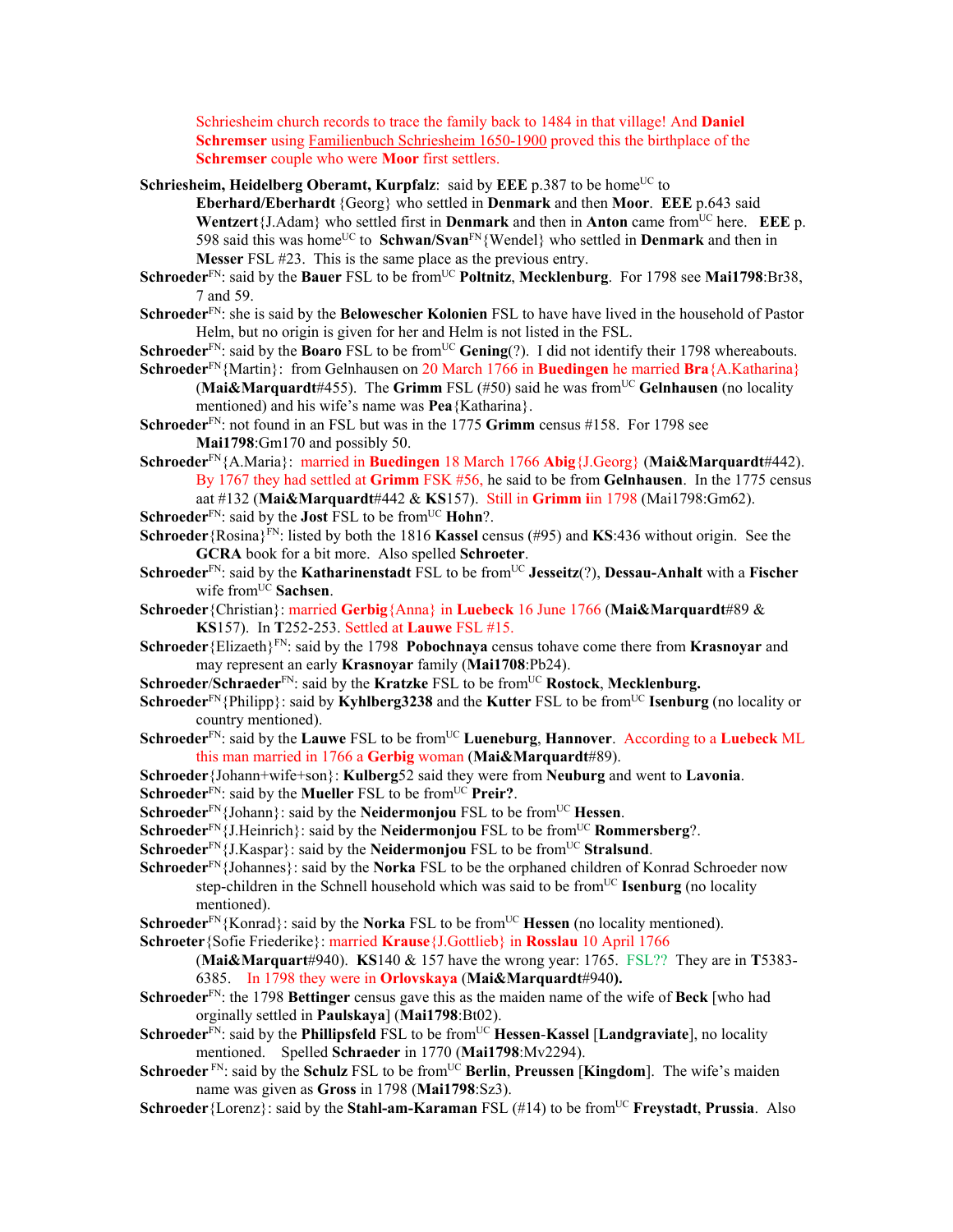Schriesheim church records to trace the family back to 1484 in that village! And **Daniel Schremser** using Familienbuch Schriesheim 1650-1900 proved this the birthplace of the **Schremser** couple who were **Moor** first settlers.

**Schriesheim, Heidelberg Oberamt, Kurpfalz**: said by **EEE** p.387 to be home[UC] to **Eberhard/Eberhardt** {Georg} who settled in **Denmark** and then **Moor**. **EEE** p.643 said **Wentzert**{J.Adam} who settled first in **Denmark** and then in **Anton** came from[UC] here. **EEE** p. 598 said this was home[UC] to **Schwan/Svan**[FN]{Wendel} who settled in **Denmark** and then in **Messer** FSL #23. This is the same place as the previous entry.

**Schroeder**[FN]: said by the **Bauer** FSL to be from[UC] **Poltnitz**, **Mecklenburg**. For 1798 see **Mai1798**:Br38, 7 and 59.

**Schroeder**[FN]: she is said by the **Belowescher Kolonien** FSL to have have lived in the household of Pastor Helm, but no origin is given for her and Helm is not listed in the FSL.

**Schroeder**[FN]: said by the **Boaro** FSL to be from[UC] **Gening**(?). I did not identify their 1798 whereabouts.

**Schroeder**[FN]{Martin}: from Gelnhausen on 20 March 1766 in **Buedingen** he married **Bra**{A.Katharina} (**Mai&Marquardt**#455). The **Grimm** FSL (#50) said he was from[UC] **Gelnhausen** (no locality mentioned) and his wife's name was **Pea**{Katharina}.

**Schroeder**[FN]: not found in an FSL but was in the 1775 **Grimm** census #158. For 1798 see **Mai1798**:Gm170 and possibly 50.

**Schroeder**[FN]{A.Maria}: married in **Buedingen** 18 March 1766 **Abig**{J.Georg} (**Mai&Marquardt**#442). By 1767 they had settled at **Grimm** FSK #56, he said to be from **Gelnhausen**. In the 1775 census aat #132 (**Mai&Marquardt**#442 & **KS**157). Still in **Grimm i**in 1798 (Mai1798:Gm62).

**Schroeder**[FN]: said by the **Jost** FSL to be from[UC] **Hohn**?.

**Schroeder**{Rosina}[FN]: listed by both the 1816 **Kassel** census (#95) and **KS**:436 without origin. See the **GCRA** book for a bit more. Also spelled **Schroeter**.

**Schroeder**[FN]: said by the **Katharinenstadt** FSL to be from[UC] **Jesseitz**(?), **Dessau-Anhalt** with a **Fischer** wife from[UC] **Sachsen**.

**Schroeder**{Christian}: married **Gerbig**{Anna} in **Luebeck** 16 June 1766 (**Mai&Marquardt**#89 & **KS**157). In **T**252-253. Settled at **Lauwe** FSL #15.

**Schroeder**{Elizaeth}[FN]: said by the 1798 **Pobochnaya** census tohave come there from **Krasnoyar** and may represent an early **Krasnoyar** family (**Mai1708**:Pb24).

**Schroeder**/**Schraeder**[FN]: said by the **Kratzke** FSL to be from[UC] **Rostock**, **Mecklenburg.**

**Schroeder**[FN]{Philipp}: said by **Kyhlberg3238** and the **Kutter** FSL to be from[UC] **Isenburg** (no locality or country mentioned).

**Schroeder**[FN]: said by the **Lauwe** FSL to be from[UC] **Lueneburg**, **Hannover**. According to a **Luebeck** ML this man married in 1766 a **Gerbig** woman (**Mai&Marquardt**#89).

**Schroeder**{Johann+wife+son}: **Kulberg**52 said they were from **Neuburg** and went to **Lavonia**.

**Schroeder**[FN]: said by the **Mueller** FSL to be from[UC] **Preir?**.

**Schroeder**[FN]{Johann}: said by the **Neidermonjou** FSL to be from[UC] **Hessen**.

**Schroeder**[FN]{J.Heinrich}: said by the **Neidermonjou** FSL to be from[UC] **Rommersberg**?.

**Schroeder**[FN]{J.Kaspar}: said by the **Neidermonjou** FSL to be from[UC] **Stralsund**.

**Schroeder**[FN]{Johannes}: said by the **Norka** FSL to be the orphaned children of Konrad Schroeder now step-children in the Schnell household which was said to be from[UC] **Isenburg** (no locality mentioned).

**Schroeder**[FN]{Konrad}: said by the **Norka** FSL to be from[UC] **Hessen** (no locality mentioned).

**Schroeter**{Sofie Friederike}: married **Krause**{J.Gottlieb} in **Rosslau** 10 April 1766 (**Mai&Marquart**#940). **KS**140 & 157 have the wrong year: 1765. FSL?? They are in **T**5383-6385. In 1798 they were in **Orlovskaya** (**Mai&Marquardt**#940**).**

**Schroeder**[FN]: the 1798 **Bettinger** census gave this as the maiden name of the wife of **Beck** [who had orginally settled in **Paulskaya**] (**Mai1798**:Bt02).

**Schroeder**[FN]: said by the **Phillipsfeld** FSL to be from[UC] **Hessen-Kassel** [**Landgraviate**], no locality mentioned. Spelled **Schraeder** in 1770 (**Mai1798**:Mv2294).

**Schroeder** [FN]: said by the **Schulz** FSL to be from[UC] **Berlin**, **Preussen** [**Kingdom**]. The wife's maiden name was given as **Gross** in 1798 (**Mai1798**:Sz3).

**Schroeder**{Lorenz}: said by the **Stahl-am-Karaman** FSL (#14) to be from[UC] **Freystadt**, **Prussia**. Also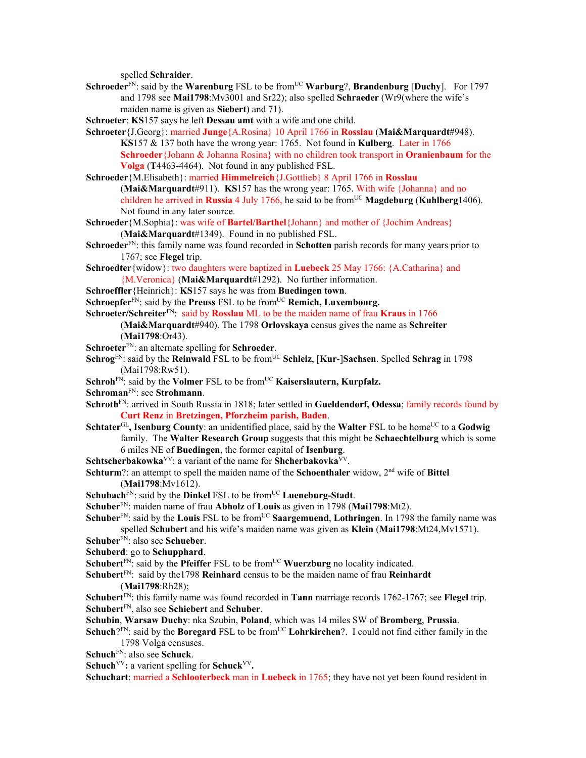spelled **Schraider**.

**Schroeder**[FN]: said by the **Warenburg** FSL to be from[UC] **Warburg**?, **Brandenburg** [**Duchy**]. For 1797 and 1798 see **Mai1798**:Mv3001 and Sr22); also spelled **Schraeder** (Wr9(where the wife's maiden name is given as **Siebert**) and 71).

**Schroeter**: **KS**157 says he left **Dessau amt** with a wife and one child.

**Schroeter**{J.Georg}: married **Junge**{A.Rosina} 10 April 1766 in **Rosslau** (**Mai&Marquardt**#948). **KS**157 & 137 both have the wrong year: 1765. Not found in **Kulberg**. Later in 1766 **Schroeder**{Johann & Johanna Rosina} with no children took transport in **Oranienbaum** for the **Volga** (**T**4463-4464). Not found in any published FSL.

**Schroeder**{M.Elisabeth}: married **Himmelreich**{J.Gottlieb} 8 April 1766 in **Rosslau** (**Mai&Marquardt**#911). **KS**157 has the wrong year: 1765. With wife {Johanna} and no children he arrived in **Russia** 4 July 1766, he said to be from[UC] **Magdeburg** (**Kuhlberg**1406). Not found in any later source.

**Schroeder**{M.Sophia}: was wife of **Bartel**/**Barthel**{Johann} and mother of {Jochim Andreas} (**Mai&Marquardt**#1349). Found in no published FSL.

**Schroeder**[FN]: this family name was found recorded in **Schotten** parish records for many years prior to 1767; see **Flegel** trip.

**Schroedter**{widow}: two daughters were baptized in **Luebeck** 25 May 1766: {A.Catharina} and {M.Veronica} (**Mai&Marquardt**#1292). No further information.

**Schroeffler**{Heinrich}: **KS**157 says he was from **Buedingen town**.

**Schroepfer**[FN]: said by the **Preuss** FSL to be from[UC] **Remich, Luxembourg.**

**Schroeter/Schreiter**[FN]: said by **Rosslau** ML to be the maiden name of frau **Kraus** in 1766 (**Mai&Marquardt**#940). The 1798 **Orlovskaya** census gives the name as **Schreiter** (**Mai1798**:Or43).

**Schroeter**[FN]: an alternate spelling for **Schroeder**.

**Schrog**[FN]: said by the **Reinwald** FSL to be from[UC] **Schleiz**, [**Kur**-]**Sachsen**. Spelled **Schrag** in 1798 (Mai1798:Rw51).

**Schroh**[FN]: said by the **Volmer** FSL to be from[UC] **Kaiserslautern, Kurpfalz.**

**Schroman**[FN]: see **Strohmann**.

**Schroth**[FN]: arrived in South Russia in 1818; later settled in **Gueldendorf, Odessa**; family records found by **Curt Renz** in **Bretzingen, Pforzheim parish, Baden**.

**Schtater**[GL]**, Isenburg County**: an unidentified place, said by the **Walter** FSL to be home[UC] to a **Godwig** family. The **Walter Research Group** suggests that this might be **Schaechtelburg** which is some 6 miles NE of **Buedingen**, the former capital of **Isenburg**.

**Schtscherbakowka**[VV]: a variant of the name for **Shcherbakovka**[VV].

**Schturm**?: an attempt to spell the maiden name of the **Schoenthaler** widow, 2[nd] wife of **Bittel** (**Mai1798**:Mv1612).

**Schubach**[FN]: said by the **Dinkel** FSL to be from[UC] **Lueneburg-Stadt**.

**Schuber**[FN]: maiden name of frau **Abholz** of **Louis** as given in 1798 (**Mai1798**:Mt2).

**Schuber**[FN]: said by the **Louis** FSL to be from[UC] **Saargemuend**, **Lothringen**. In 1798 the family name was spelled **Schubert** and his wife's maiden name was given as **Klein** (**Mai1798**:Mt24,Mv1571).

**Schuber**[FN]: also see **Schueber**.

**Schuberd**: go to **Schupphard**.

**Schubert**[FN]: said by the **Pfeiffer** FSL to be from[UC] **Wuerzburg** no locality indicated.

**Schubert**[FN]: said by the1798 **Reinhard** census to be the maiden name of frau **Reinhardt** (**Mai1798**:Rh28);

**Schubert**[FN]: this family name was found recorded in **Tann** marriage records 1762-1767; see **Flegel** trip.

**Schubert**[FN], also see **Schiebert** and **Schuber**.

**Schubin**, **Warsaw Duchy**: nka Szubin, **Poland**, which was 14 miles SW of **Bromberg**, **Prussia**.

**Schuch**?[FN]: said by the **Boregard** FSL to be from[UC] **Lohrkirchen**?. I could not find either family in the 1798 Volga censuses.

**Schuch**[FN]: also see **Schuck**.

**Schuch**[VV]**:** a varient spelling for **Schuck**[VV]**.**

**Schuchart**: married a **Schlooterbeck** man in **Luebeck** in 1765; they have not yet been found resident in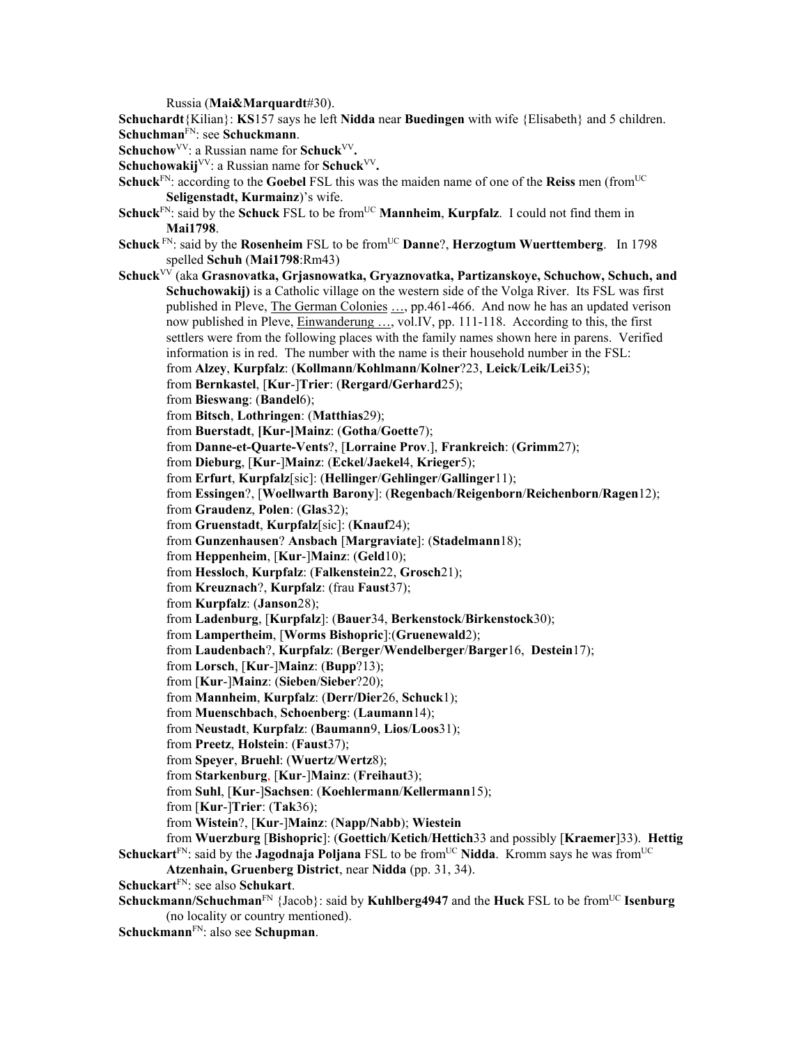Russia (**Mai&Marquardt**#30).

**Schuchardt**{Kilian}: **KS**157 says he left **Nidda** near **Buedingen** with wife {Elisabeth} and 5 children.

**Schuchman**[FN]: see **Schuckmann**.

**Schuchow**[VV]: a Russian name for **Schuck**[VV]**.**

**Schuchowakij**[VV]: a Russian name for **Schuck**[VV]**.**

**Schuck**[FN]: according to the **Goebel** FSL this was the maiden name of one of the **Reiss** men (from[UC] **Seligenstadt, Kurmainz**)'s wife.

**Schuck**[FN]: said by the **Schuck** FSL to be from[UC] **Mannheim**, **Kurpfalz**. I could not find them in **Mai1798**.

**Schuck** [FN]: said by the **Rosenheim** FSL to be from[UC] **Danne**?, **Herzogtum Wuerttemberg**. In 1798 spelled **Schuh** (**Mai1798**:Rm43)

**Schuck**[VV] (aka **Grasnovatka, Grjasnowatka, Gryaznovatka, Partizanskoye, Schuchow, Schuch, and Schuchowakij)** is a Catholic village on the western side of the Volga River. Its FSL was first published in Pleve, The German Colonies …, pp.461-466. And now he has an updated verison now published in Pleve, Einwanderung …, vol.IV, pp. 111-118. According to this, the first settlers were from the following places with the family names shown here in parens. Verified information is in red. The number with the name is their household number in the FSL:

from **Alzey**, **Kurpfalz**: (**Kollmann**/**Kohlmann**/**Kolner**?23, **Leick**/**Leik/Lei**35);
from **Bernkastel**, [**Kur**-]**Trier**: (**Rergard/Gerhard**25);
from **Bieswang**: (**Bandel**6);
from **Bitsch**, **Lothringen**: (**Matthias**29);
from **Buerstadt**, **[Kur-]Mainz**: (**Gotha**/**Goette**7);
from **Danne-et-Quarte-Vents**?, [**Lorraine Prov**.], **Frankreich**: (**Grimm**27);
from **Dieburg**, [**Kur**-]**Mainz**: (**Eckel**/**Jaekel**4, **Krieger**5);
from **Erfurt**, **Kurpfalz**[sic]: (**Hellinger**/**Gehlinger**/**Gallinger**11);
from **Essingen**?, [**Woellwarth Barony**]: (**Regenbach**/**Reigenborn**/**Reichenborn**/**Ragen**12);
from **Graudenz**, **Polen**: (**Glas**32);
from **Gruenstadt**, **Kurpfalz**[sic]: (**Knauf**24);
from **Gunzenhausen**? **Ansbach** [**Margraviate**]: (**Stadelmann**18);
from **Heppenheim**, [**Kur**-]**Mainz**: (**Geld**10);
from **Hessloch**, **Kurpfalz**: (**Falkenstein**22, **Grosch**21);
from **Kreuznach**?, **Kurpfalz**: (frau **Faust**37);
from **Kurpfalz**: (**Janson**28);
from **Ladenburg**, [**Kurpfalz**]: (**Bauer**34, **Berkenstock**/**Birkenstock**30);
from **Lampertheim**, [**Worms Bishopric**]:(**Gruenewald**2);
from **Laudenbach**?, **Kurpfalz**: (**Berger**/**Wendelberger**/**Barger**16, **Destein**17);
from **Lorsch**, [**Kur**-]**Mainz**: (**Bupp**?13);
from [**Kur**-]**Mainz**: (**Sieben**/**Sieber**?20);
from **Mannheim**, **Kurpfalz**: (**Derr/Dier**26, **Schuck**1);
from **Muenschbach**, **Schoenberg**: (**Laumann**14);
from **Neustadt**, **Kurpfalz**: (**Baumann**9, **Lios**/**Loos**31);
from **Preetz**, **Holstein**: (**Faust**37);
from **Speyer**, **Bruehl**: (**Wuertz**/**Wertz**8);
from **Starkenburg**, [**Kur**-]**Mainz**: (**Freihaut**3);
from **Suhl**, [**Kur**-]**Sachsen**: (**Koehlermann**/**Kellermann**15);
from [**Kur**-]**Trier**: (**Tak**36);
from **Wistein**?, [**Kur**-]**Mainz**: (**Napp/Nabb**); **Wiestein**
from **Wuerzburg** [**Bishopric**]: (**Goettich**/**Ketich**/**Hettich**33 and possibly [**Kraemer**]33). **Hettig**

**Schuckart**[FN]: said by the **Jagodnaja Poljana** FSL to be from[UC] **Nidda**. Kromm says he was from[UC] **Atzenhain, Gruenberg District**, near **Nidda** (pp. 31, 34).

**Schuckart**[FN]: see also **Schukart**.

**Schuckmann/Schuchman**[FN] {Jacob}: said by **Kuhlberg4947** and the **Huck** FSL to be from[UC] **Isenburg** (no locality or country mentioned).

**Schuckmann**[FN]: also see **Schupman**.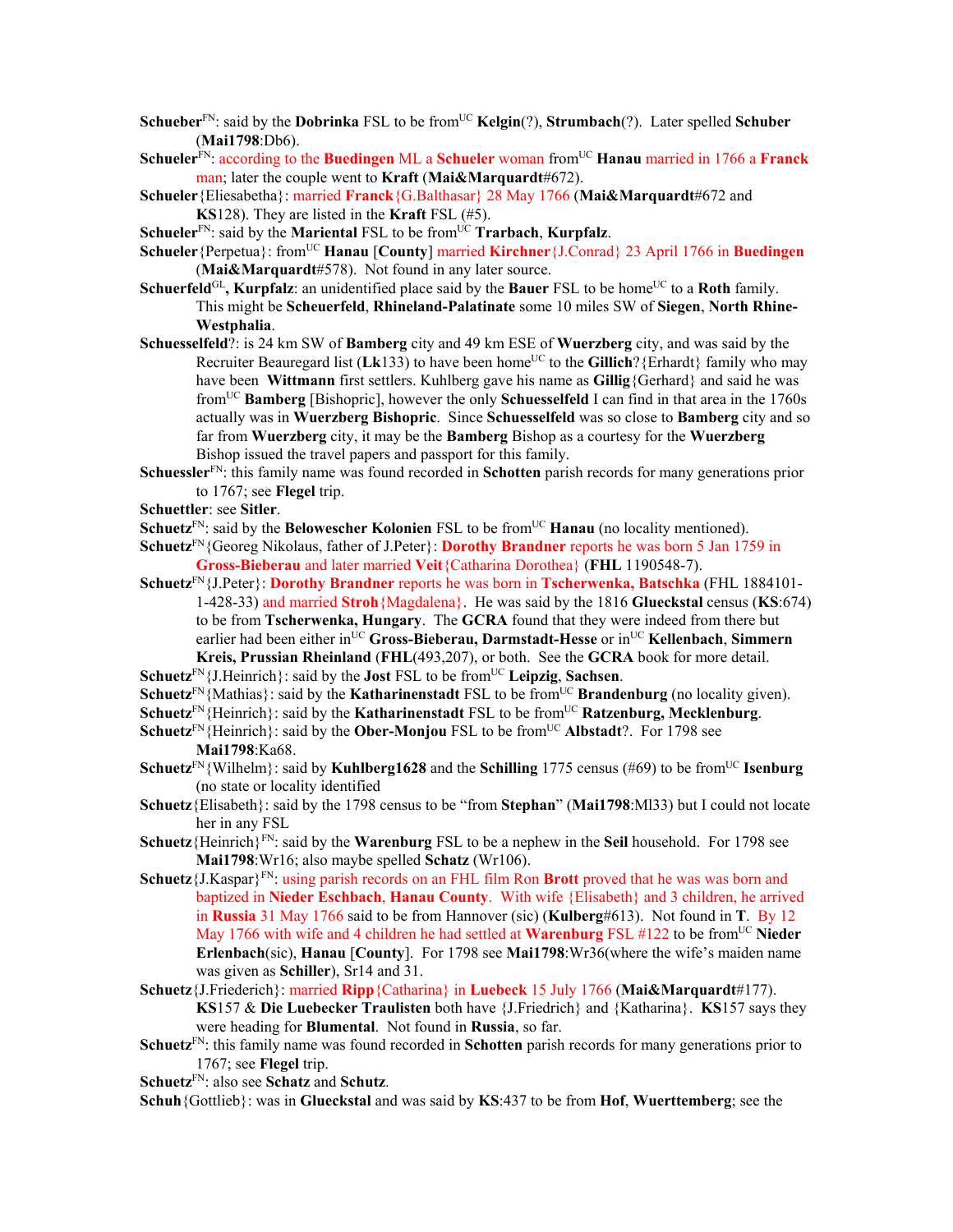**Schueber**[FN]: said by the **Dobrinka** FSL to be from[UC] **Kelgin**(?), **Strumbach**(?). Later spelled **Schuber** (**Mai1798**:Db6).

**Schueler**[FN]: according to the **Buedingen** ML a **Schueler** woman from[UC] **Hanau** married in 1766 a **Franck** man; later the couple went to **Kraft** (**Mai&Marquardt**#672).

**Schueler**{Eliesabetha}: married **Franck**{G.Balthasar} 28 May 1766 (**Mai&Marquardt**#672 and **KS**128). They are listed in the **Kraft** FSL (#5).

**Schueler**[FN]: said by the **Mariental** FSL to be from[UC] **Trarbach**, **Kurpfalz**.

**Schueler**{Perpetua}: from[UC] **Hanau** [**County**] married **Kirchner**{J.Conrad} 23 April 1766 in **Buedingen** (**Mai&Marquardt**#578). Not found in any later source.

**Schuerfeld**[GL]**, Kurpfalz**: an unidentified place said by the **Bauer** FSL to be home[UC] to a **Roth** family. This might be **Scheuerfeld**, **Rhineland-Palatinate** some 10 miles SW of **Siegen**, **North Rhine-Westphalia**.

**Schuesselfeld**?: is 24 km SW of **Bamberg** city and 49 km ESE of **Wuerzberg** city, and was said by the Recruiter Beauregard list (**Lk**133) to have been home[UC] to the **Gillich**?{Erhardt} family who may have been **Wittmann** first settlers. Kuhlberg gave his name as **Gillig**{Gerhard} and said he was from[UC] **Bamberg** [Bishopric], however the only **Schuesselfeld** I can find in that area in the 1760s actually was in **Wuerzberg Bishopric**. Since **Schuesselfeld** was so close to **Bamberg** city and so far from **Wuerzberg** city, it may be the **Bamberg** Bishop as a courtesy for the **Wuerzberg** Bishop issued the travel papers and passport for this family.

**Schuessler**[FN]: this family name was found recorded in **Schotten** parish records for many generations prior to 1767; see **Flegel** trip.

**Schuettler**: see **Sitler**.

**Schuetz**[FN]: said by the **Belowescher Kolonien** FSL to be from[UC] **Hanau** (no locality mentioned).

**Schuetz**[FN]{Georeg Nikolaus, father of J.Peter}: **Dorothy Brandner** reports he was born 5 Jan 1759 in **Gross-Bieberau** and later married **Veit**{Catharina Dorothea} (**FHL** 1190548-7).

**Schuetz**[FN]{J.Peter}: **Dorothy Brandner** reports he was born in **Tscherwenka, Batschka** (FHL 1884101-1-428-33) and married **Stroh**{Magdalena}. He was said by the 1816 **Glueckstal** census (**KS**:674) to be from **Tscherwenka, Hungary**. The **GCRA** found that they were indeed from there but earlier had been either in[UC] **Gross-Bieberau, Darmstadt-Hesse** or in[UC] **Kellenbach**, **Simmern Kreis, Prussian Rheinland** (**FHL**(493,207), or both. See the **GCRA** book for more detail.

**Schuetz**[FN]{J.Heinrich}: said by the **Jost** FSL to be from[UC] **Leipzig**, **Sachsen**.

**Schuetz**[FN]{Mathias}: said by the **Katharinenstadt** FSL to be from[UC] **Brandenburg** (no locality given).

**Schuetz**[FN]{Heinrich}: said by the **Katharinenstadt** FSL to be from[UC] **Ratzenburg, Mecklenburg**.

**Schuetz**[FN]{Heinrich}: said by the **Ober-Monjou** FSL to be from[UC] **Albstadt**?. For 1798 see **Mai1798**:Ka68.

**Schuetz**[FN]{Wilhelm}: said by **Kuhlberg1628** and the **Schilling** 1775 census (#69) to be from[UC] **Isenburg** (no state or locality identified

**Schuetz**{Elisabeth}: said by the 1798 census to be "from **Stephan**" (**Mai1798**:Ml33) but I could not locate her in any FSL

**Schuetz**{Heinrich}[FN]: said by the **Warenburg** FSL to be a nephew in the **Seil** household. For 1798 see **Mai1798**:Wr16; also maybe spelled **Schatz** (Wr106).

**Schuetz**{J.Kaspar}[FN]: using parish records on an FHL film Ron **Brott** proved that he was was born and baptized in **Nieder Eschbach**, **Hanau County**. With wife {Elisabeth} and 3 children, he arrived in **Russia** 31 May 1766 said to be from Hannover (sic) (**Kulberg**#613). Not found in **T**. By 12 May 1766 with wife and 4 children he had settled at **Warenburg** FSL #122 to be from[UC] **Nieder Erlenbach**(sic), **Hanau** [**County**]. For 1798 see **Mai1798**:Wr36(where the wife's maiden name was given as **Schiller**), Sr14 and 31.

**Schuetz**{J.Friederich}: married **Ripp**{Catharina} in **Luebeck** 15 July 1766 (**Mai&Marquardt**#177). **KS**157 & **Die Luebecker Traulisten** both have {J.Friedrich} and {Katharina}. **KS**157 says they were heading for **Blumental**. Not found in **Russia**, so far.

**Schuetz**[FN]: this family name was found recorded in **Schotten** parish records for many generations prior to 1767; see **Flegel** trip.

**Schuetz**[FN]: also see **Schatz** and **Schutz**.

**Schuh**{Gottlieb}: was in **Glueckstal** and was said by **KS**:437 to be from **Hof**, **Wuerttemberg**; see the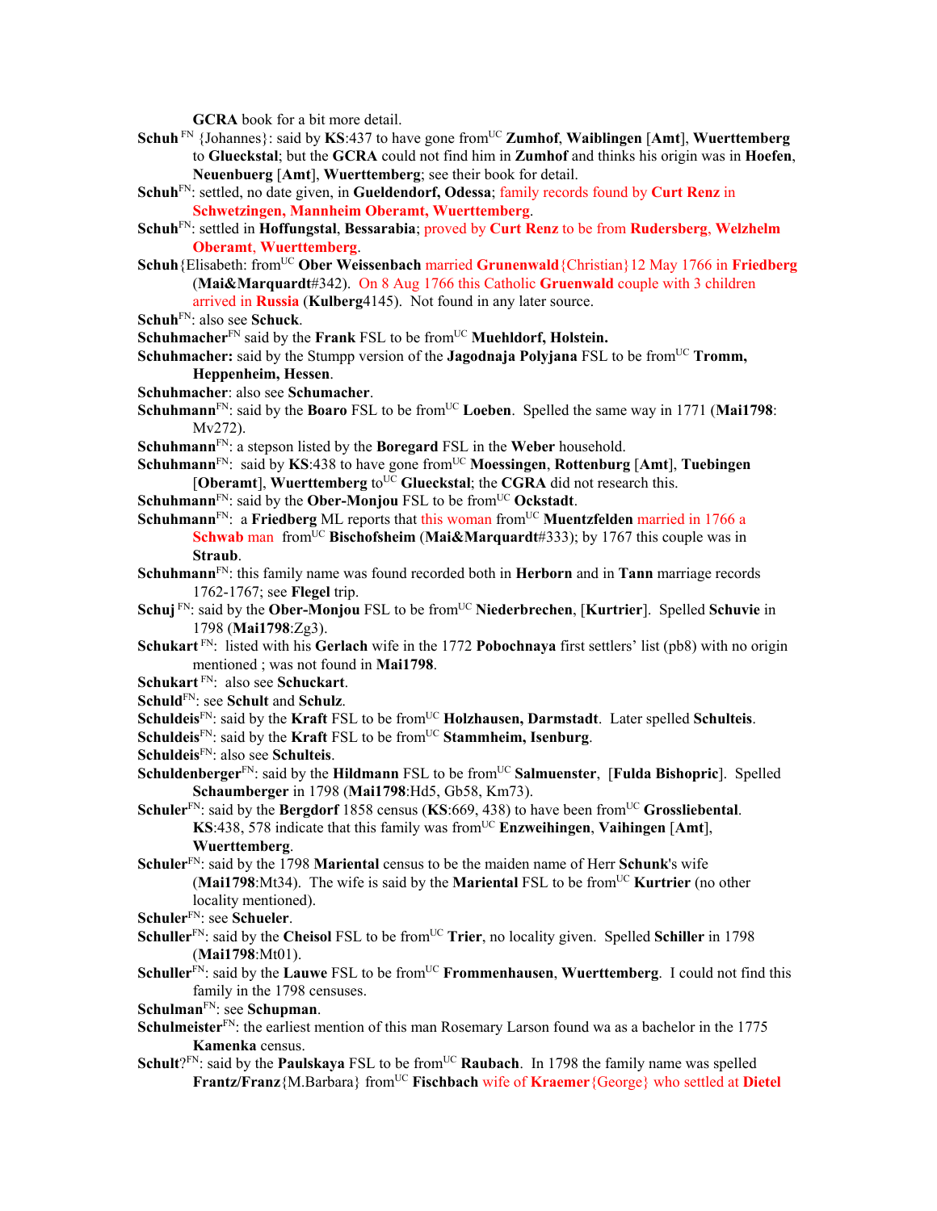GCRA book for a bit more detail.

**Schuh** [FN] {Johannes}: said by **KS**:437 to have gone from[UC] **Zumhof**, **Waiblingen** [**Amt**], **Wuerttemberg** to **Glueckstal**; but the **GCRA** could not find him in **Zumhof** and thinks his origin was in **Hoefen**, **Neuenbuerg** [**Amt**], **Wuerttemberg**; see their book for detail.

**Schuh**[FN]: settled, no date given, in **Gueldendorf, Odessa**; family records found by **Curt Renz** in **Schwetzingen, Mannheim Oberamt, Wuerttemberg**.

**Schuh**[FN]: settled in **Hoffungstal**, **Bessarabia**; proved by **Curt Renz** to be from **Rudersberg**, **Welzhelm Oberamt**, **Wuerttemberg**.

**Schuh**{Elisabeth: from[UC] **Ober Weissenbach** married **Grunenwald**{Christian}12 May 1766 in **Friedberg** (**Mai&Marquardt**#342). On 8 Aug 1766 this Catholic **Gruenwald** couple with 3 children arrived in **Russia** (**Kulberg**4145). Not found in any later source.

**Schuh**[FN]: also see **Schuck**.

**Schuhmacher**[FN] said by the **Frank** FSL to be from[UC] **Muehldorf, Holstein.**

**Schuhmacher:** said by the Stumpp version of the **Jagodnaja Polyjana** FSL to be from[UC] **Tromm, Heppenheim, Hessen**.

**Schuhmacher**: also see **Schumacher**.

**Schuhmann**[FN]: said by the **Boaro** FSL to be from[UC] **Loeben**. Spelled the same way in 1771 (**Mai1798**: Mv272).

**Schuhmann**[FN]: a stepson listed by the **Boregard** FSL in the **Weber** household.

**Schuhmann**[FN]: said by **KS**:438 to have gone from[UC] **Moessingen**, **Rottenburg** [**Amt**], **Tuebingen** [**Oberamt**], **Wuerttemberg** to[UC] **Glueckstal**; the **CGRA** did not research this.

**Schuhmann**[FN]: said by the **Ober-Monjou** FSL to be from[UC] **Ockstadt**.

**Schuhmann**[FN]: a **Friedberg** ML reports that this woman from[UC] **Muentzfelden** married in 1766 a **Schwab** man from[UC] **Bischofsheim** (**Mai&Marquardt**#333); by 1767 this couple was in **Straub**.

**Schuhmann**[FN]: this family name was found recorded both in **Herborn** and in **Tann** marriage records 1762-1767; see **Flegel** trip.

**Schuj** [FN]: said by the **Ober-Monjou** FSL to be from[UC] **Niederbrechen**, [**Kurtrier**]. Spelled **Schuvie** in 1798 (**Mai1798**:Zg3).

**Schukart** [FN]: listed with his **Gerlach** wife in the 1772 **Pobochnaya** first settlers' list (pb8) with no origin mentioned ; was not found in **Mai1798**.

**Schukart** [FN]: also see **Schuckart**.

**Schuld**[FN]: see **Schult** and **Schulz**.

**Schuldeis**[FN]: said by the **Kraft** FSL to be from[UC] **Holzhausen, Darmstadt**. Later spelled **Schulteis**.

**Schuldeis**[FN]: said by the **Kraft** FSL to be from[UC] **Stammheim, Isenburg**.

**Schuldeis**[FN]: also see **Schulteis**.

**Schuldenberger**[FN]: said by the **Hildmann** FSL to be from[UC] **Salmuenster**, [**Fulda Bishopric**]. Spelled **Schaumberger** in 1798 (**Mai1798**:Hd5, Gb58, Km73).

**Schuler**[FN]: said by the **Bergdorf** 1858 census (**KS**:669, 438) to have been from[UC] **Grossliebental**. **KS**:438, 578 indicate that this family was from[UC] **Enzweihingen**, **Vaihingen** [**Amt**], **Wuerttemberg**.

**Schuler**[FN]: said by the 1798 **Mariental** census to be the maiden name of Herr **Schunk**'s wife (**Mai1798**:Mt34). The wife is said by the **Mariental** FSL to be from[UC] **Kurtrier** (no other locality mentioned).

**Schuler**[FN]: see **Schueler**.

**Schuller**[FN]: said by the **Cheisol** FSL to be from[UC] **Trier**, no locality given. Spelled **Schiller** in 1798 (**Mai1798**:Mt01).

**Schuller**[FN]: said by the **Lauwe** FSL to be from[UC] **Frommenhausen**, **Wuerttemberg**. I could not find this family in the 1798 censuses.

**Schulman**[FN]: see **Schupman**.

**Schulmeister**[FN]: the earliest mention of this man Rosemary Larson found wa as a bachelor in the 1775 **Kamenka** census.

**Schult**?[FN]: said by the **Paulskaya** FSL to be from[UC] **Raubach**. In 1798 the family name was spelled **Frantz/Franz**{M.Barbara} from[UC] **Fischbach** wife of **Kraemer**{George} who settled at **Dietel**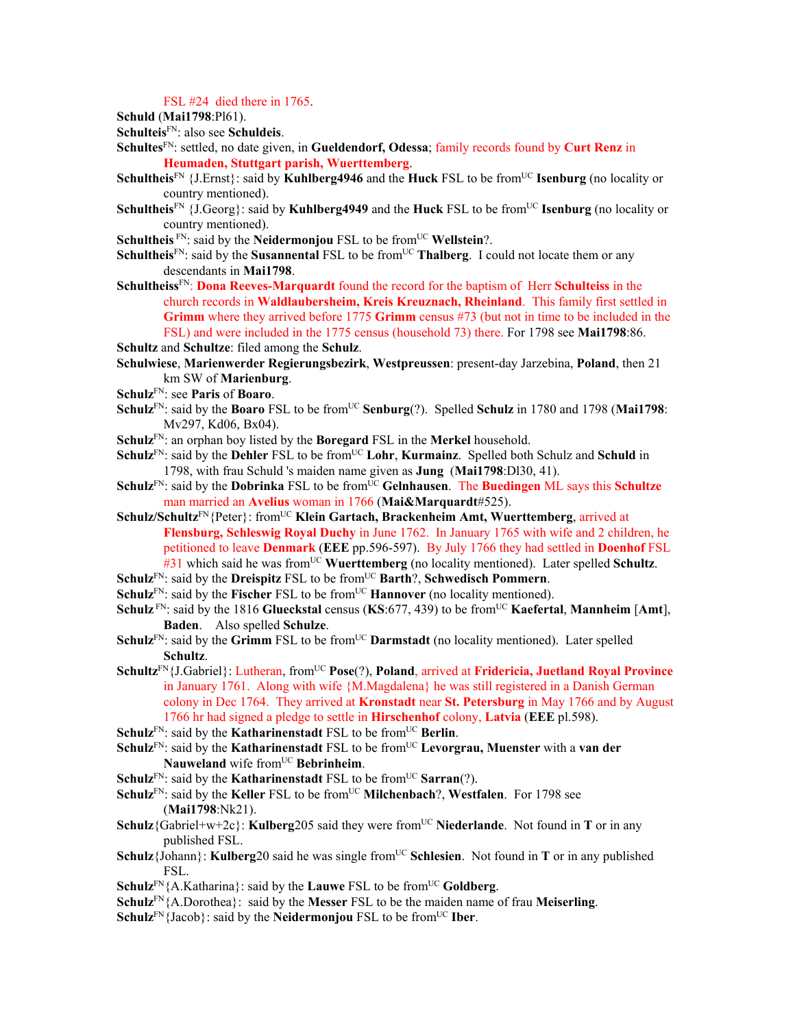FSL #24 died there in 1765.

**Schuld** (**Mai1798**:Pl61).

**Schulteis**[FN]: also see **Schuldeis**.

**Schultes**[FN]: settled, no date given, in **Gueldendorf, Odessa**; family records found by **Curt Renz** in **Heumaden, Stuttgart parish, Wuerttemberg**.

**Schultheis**[FN] {J.Ernst}: said by **Kuhlberg4946** and the **Huck** FSL to be from[UC] **Isenburg** (no locality or country mentioned).

**Schultheis**[FN] {J.Georg}: said by **Kuhlberg4949** and the **Huck** FSL to be from[UC] **Isenburg** (no locality or country mentioned).

**Schultheis** [FN]: said by the **Neidermonjou** FSL to be from[UC] **Wellstein**?.

**Schultheis**[FN]: said by the **Susannental** FSL to be from[UC] **Thalberg**. I could not locate them or any descendants in **Mai1798**.

**Schultheiss**[FN]: **Dona Reeves-Marquardt** found the record for the baptism of Herr **Schulteiss** in the church records in **Waldlaubersheim, Kreis Kreuznach, Rheinland**. This family first settled in **Grimm** where they arrived before 1775 **Grimm** census #73 (but not in time to be included in the FSL) and were included in the 1775 census (household 73) there. For 1798 see **Mai1798**:86.

**Schultz** and **Schultze**: filed among the **Schulz**.

**Schulwiese**, **Marienwerder Regierungsbezirk**, **Westpreussen**: present-day Jarzebina, **Poland**, then 21 km SW of **Marienburg**.

**Schulz**[FN]: see **Paris** of **Boaro**.

**Schulz**[FN]: said by the **Boaro** FSL to be from[UC] **Senburg**(?). Spelled **Schulz** in 1780 and 1798 (**Mai1798**: Mv297, Kd06, Bx04).

**Schulz**[FN]: an orphan boy listed by the **Boregard** FSL in the **Merkel** household.

**Schulz**[FN]: said by the **Dehler** FSL to be from[UC] **Lohr**, **Kurmainz**. Spelled both Schulz and **Schuld** in 1798, with frau Schuld 's maiden name given as **Jung** (**Mai1798**:Dl30, 41).

**Schulz**[FN]: said by the **Dobrinka** FSL to be from[UC] **Gelnhausen**. The **Buedingen** ML says this **Schultze** man married an **Avelius** woman in 1766 (**Mai&Marquardt**#525).

**Schulz/Schultz**[FN]{Peter}: from[UC] **Klein Gartach, Brackenheim Amt, Wuerttemberg**, arrived at **Flensburg, Schleswig Royal Duchy** in June 1762. In January 1765 with wife and 2 children, he petitioned to leave **Denmark** (**EEE** pp.596-597). By July 1766 they had settled in **Doenhof** FSL #31 which said he was from[UC] **Wuerttemberg** (no locality mentioned). Later spelled **Schultz**.

**Schulz**[FN]: said by the **Dreispitz** FSL to be from[UC] **Barth**?, **Schwedisch Pommern**.

**Schulz**[FN]: said by the **Fischer** FSL to be from[UC] **Hannover** (no locality mentioned).

**Schulz** [FN]: said by the 1816 **Glueckstal** census (**KS**:677, 439) to be from[UC] **Kaefertal**, **Mannheim** [**Amt**], **Baden**. Also spelled **Schulze**.

**Schulz**[FN]: said by the **Grimm** FSL to be from[UC] **Darmstadt** (no locality mentioned). Later spelled **Schultz**.

**Schultz**[FN]{J.Gabriel}: Lutheran, from[UC] **Pose**(?), **Poland**, arrived at **Fridericia, Juetland Royal Province** in January 1761. Along with wife {M.Magdalena} he was still registered in a Danish German colony in Dec 1764. They arrived at **Kronstadt** near **St. Petersburg** in May 1766 and by August 1766 hr had signed a pledge to settle in **Hirschenhof** colony, **Latvia** (**EEE** pl.598).

**Schulz**[FN]: said by the **Katharinenstadt** FSL to be from[UC] **Berlin**.

**Schulz**[FN]: said by the **Katharinenstadt** FSL to be from[UC] **Levorgrau, Muenster** with a **van der Nauweland** wife from[UC] **Bebrinheim**.

**Schulz**[FN]: said by the **Katharinenstadt** FSL to be from[UC] **Sarran**(?).

**Schulz**[FN]: said by the **Keller** FSL to be from[UC] **Milchenbach**?, **Westfalen**. For 1798 see (**Mai1798**:Nk21).

**Schulz**{Gabriel+w+2c}: **Kulberg**205 said they were from[UC] **Niederlande**. Not found in **T** or in any published FSL.

**Schulz**{Johann}: **Kulberg**20 said he was single from[UC] **Schlesien**. Not found in **T** or in any published FSL.

**Schulz**[FN]{A.Katharina}: said by the **Lauwe** FSL to be from[UC] **Goldberg**.

**Schulz**[FN]{A.Dorothea}: said by the **Messer** FSL to be the maiden name of frau **Meiserling**.

**Schulz**[FN]{Jacob}: said by the **Neidermonjou** FSL to be from[UC] **Iber**.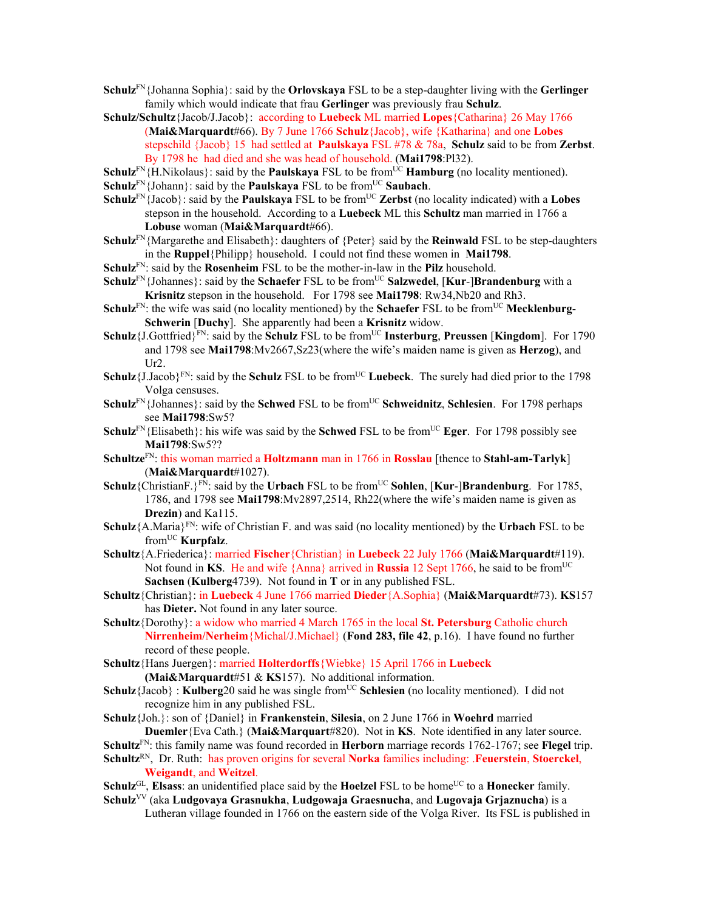**Schulz**[FN]{Johanna Sophia}: said by the **Orlovskaya** FSL to be a step-daughter living with the **Gerlinger** family which would indicate that frau **Gerlinger** was previously frau **Schulz**.

**Schulz/Schultz**{Jacob/J.Jacob}: according to **Luebeck** ML married **Lopes**{Catharina} 26 May 1766 (**Mai&Marquardt**#66). By 7 June 1766 **Schulz**{Jacob}, wife {Katharina} and one **Lobes** stepschild {Jacob} 15 had settled at **Paulskaya** FSL #78 & 78a, **Schulz** said to be from **Zerbst**. By 1798 he had died and she was head of household. (**Mai1798**:Pl32).

**Schulz**[FN]{H.Nikolaus}: said by the **Paulskaya** FSL to be from[UC] **Hamburg** (no locality mentioned).

**Schulz**[FN]{Johann}: said by the **Paulskaya** FSL to be from[UC] **Saubach**.

**Schulz**[FN]{Jacob}: said by the **Paulskaya** FSL to be from[UC] **Zerbst** (no locality indicated) with a **Lobes** stepson in the household. According to a **Luebeck** ML this **Schultz** man married in 1766 a **Lobuse** woman (**Mai&Marquardt**#66).

**Schulz**[FN]{Margarethe and Elisabeth}: daughters of {Peter} said by the **Reinwald** FSL to be step-daughters in the **Ruppel**{Philipp} household. I could not find these women in **Mai1798**.

**Schulz**[FN]: said by the **Rosenheim** FSL to be the mother-in-law in the **Pilz** household.

**Schulz**[FN]{Johannes}: said by the **Schaefer** FSL to be from[UC] **Salzwedel**, [**Kur**-]**Brandenburg** with a **Krisnitz** stepson in the household. For 1798 see **Mai1798**: Rw34,Nb20 and Rh3.

**Schulz**[FN]: the wife was said (no locality mentioned) by the **Schaefer** FSL to be from[UC] **Mecklenburg-Schwerin** [**Duchy**]. She apparently had been a **Krisnitz** widow.

**Schulz**{J.Gottfried}[FN]: said by the **Schulz** FSL to be from[UC] **Insterburg**, **Preussen** [**Kingdom**]. For 1790 and 1798 see **Mai1798**:Mv2667,Sz23(where the wife's maiden name is given as **Herzog**), and Ur2.

**Schulz**{J.Jacob}[FN]: said by the **Schulz** FSL to be from[UC] **Luebeck**. The surely had died prior to the 1798 Volga censuses.

**Schulz**[FN]{Johannes}: said by the **Schwed** FSL to be from[UC] **Schweidnitz**, **Schlesien**. For 1798 perhaps see **Mai1798**:Sw5?

**Schulz**[FN]{Elisabeth}: his wife was said by the **Schwed** FSL to be from[UC] **Eger**. For 1798 possibly see **Mai1798**:Sw5??

**Schultze**[FN]: this woman married a **Holtzmann** man in 1766 in **Rosslau** [thence to **Stahl-am-Tarlyk**] (**Mai&Marquardt**#1027).

**Schulz**{ChristianF.}[FN]: said by the **Urbach** FSL to be from[UC] **Sohlen**, [**Kur**-]**Brandenburg**. For 1785, 1786, and 1798 see **Mai1798**:Mv2897,2514, Rh22(where the wife's maiden name is given as **Drezin**) and Ka115.

**Schulz**{A.Maria}[FN]: wife of Christian F. and was said (no locality mentioned) by the **Urbach** FSL to be from[UC] **Kurpfalz**.

**Schultz**{A.Friederica}: married **Fischer**{Christian} in **Luebeck** 22 July 1766 (**Mai&Marquardt**#119). Not found in **KS**. He and wife {Anna} arrived in **Russia** 12 Sept 1766, he said to be from[UC] **Sachsen** (**Kulberg**4739). Not found in **T** or in any published FSL.

**Schultz**{Christian}: in **Luebeck** 4 June 1766 married **Dieder**{A.Sophia} (**Mai&Marquardt**#73). **KS**157 has **Dieter.** Not found in any later source.

**Schultz**{Dorothy}: a widow who married 4 March 1765 in the local **St. Petersburg** Catholic church **Nirrenheim/Nerheim**{Michal/J.Michael} (**Fond 283, file 42**, p.16). I have found no further record of these people.

**Schultz**{Hans Juergen}: married **Holterdorffs**{Wiebke} 15 April 1766 in **Luebeck** (**Mai&Marquardt**#51 & **KS**157). No additional information.

**Schulz**{Jacob} : **Kulberg**20 said he was single from[UC] **Schlesien** (no locality mentioned). I did not recognize him in any published FSL.

**Schulz**{Joh.}: son of {Daniel} in **Frankenstein**, **Silesia**, on 2 June 1766 in **Woehrd** married **Duemler**{Eva Cath.} (**Mai&Marquart**#820). Not in **KS**. Note identified in any later source.

**Schultz**[FN]: this family name was found recorded in **Herborn** marriage records 1762-1767; see **Flegel** trip.

**Schultz**[RN], Dr. Ruth: has proven origins for several **Norka** families including: .**Feuerstein**, **Stoerckel**, **Weigandt**, and **Weitzel**.

**Schulz**[GL], **Elsass**: an unidentified place said by the **Hoelzel** FSL to be home[UC] to a **Honecker** family.

**Schulz**[VV] (aka **Ludgovaya Grasnukha**, **Ludgowaja Graesnucha**, and **Lugovaja Grjaznucha**) is a Lutheran village founded in 1766 on the eastern side of the Volga River. Its FSL is published in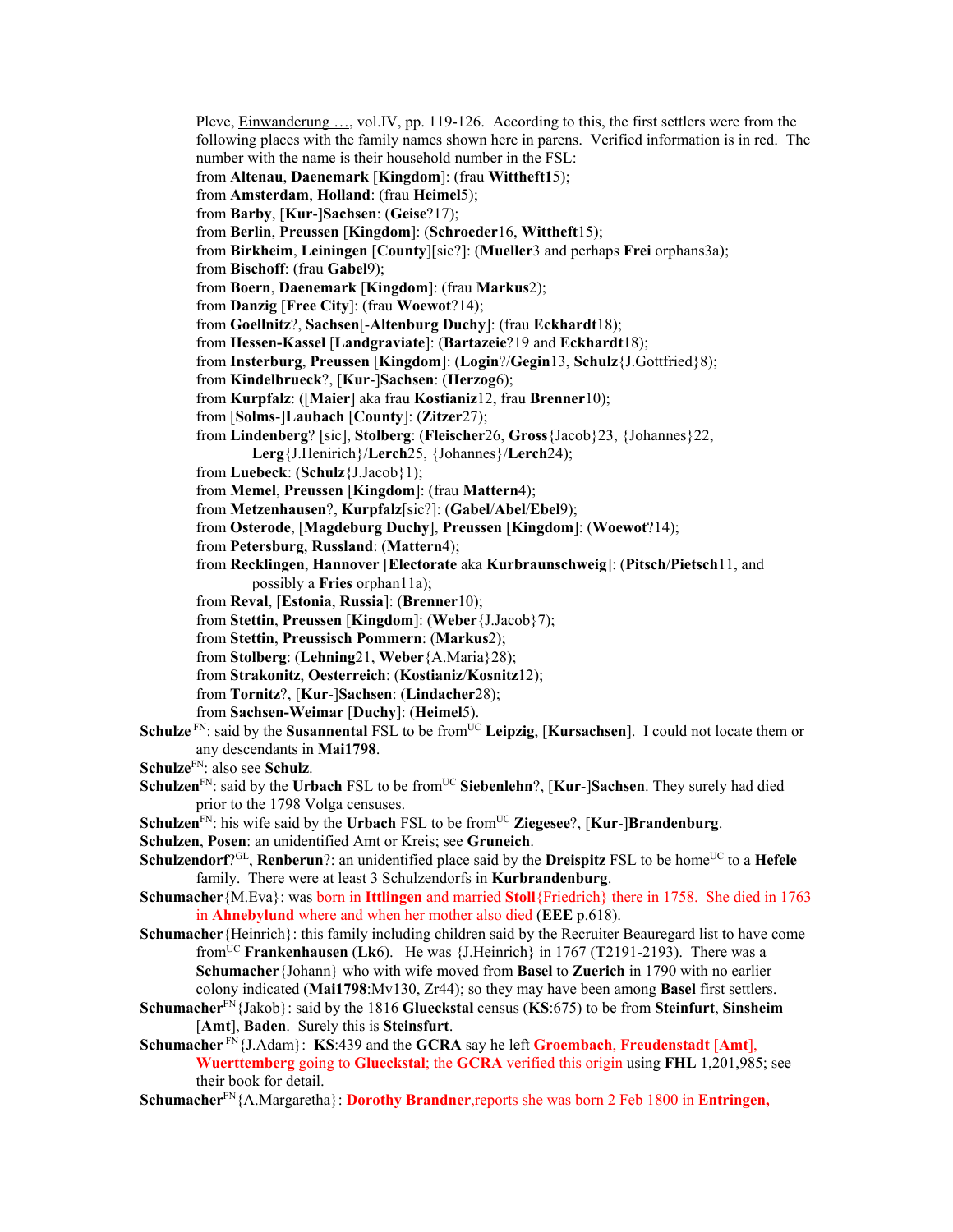Pleve, Einwanderung …, vol.IV, pp. 119-126. According to this, the first settlers were from the following places with the family names shown here in parens. Verified information is in red. The number with the name is their household number in the FSL:

from **Altenau**, **Daenemark** [**Kingdom**]: (frau **Wittheft**15);
from **Amsterdam**, **Holland**: (frau **Heimel**5);
from **Barby**, [**Kur**-]**Sachsen**: (**Geise**?17);
from **Berlin**, **Preussen** [**Kingdom**]: (**Schroeder**16, **Wittheft**15);
from **Birkheim**, **Leiningen** [**County**][sic?]: (**Mueller**3 and perhaps **Frei** orphans3a);
from **Bischoff**: (frau **Gabel**9);
from **Boern**, **Daenemark** [**Kingdom**]: (frau **Markus**2);
from **Danzig** [**Free City**]: (frau **Woewot**?14);
from **Goellnitz**?, **Sachsen**[-**Altenburg Duchy**]: (frau **Eckhardt**18);
from **Hessen-Kassel** [**Landgraviate**]: (**Bartazeie**?19 and **Eckhardt**18);
from **Insterburg**, **Preussen** [**Kingdom**]: (**Login**?/**Gegin**13, **Schulz**{J.Gottfried}8);
from **Kindelbrueck**?, [**Kur**-]**Sachsen**: (**Herzog**6);
from **Kurpfalz**: ([**Maier**] aka frau **Kostianiz**12, frau **Brenner**10);
from [**Solms**-]**Laubach** [**County**]: (**Zitzer**27);
from **Lindenberg**? [sic], **Stolberg**: (**Fleischer**26, **Gross**{Jacob}23, {Johannes}22, **Lerg**{J.Henirich}/**Lerch**25, {Johannes}/**Lerch**24);
from **Luebeck**: (**Schulz**{J.Jacob}1);
from **Memel**, **Preussen** [**Kingdom**]: (frau **Mattern**4);
from **Metzenhausen**?, **Kurpfalz**[sic?]: (**Gabel**/**Abel**/**Ebel**9);
from **Osterode**, [**Magdeburg Duchy**], **Preussen** [**Kingdom**]: (**Woewot**?14);
from **Petersburg**, **Russland**: (**Mattern**4);
from **Recklingen**, **Hannover** [**Electorate** aka **Kurbraunschweig**]: (**Pitsch**/**Pietsch**11, and possibly a **Fries** orphan11a);
from **Reval**, [**Estonia**, **Russia**]: (**Brenner**10);
from **Stettin**, **Preussen** [**Kingdom**]: (**Weber**{J.Jacob}7);
from **Stettin**, **Preussisch Pommern**: (**Markus**2);
from **Stolberg**: (**Lehning**21, **Weber**{A.Maria}28);
from **Strakonitz**, **Oesterreich**: (**Kostianiz**/**Kosnitz**12);
from **Tornitz**?, [**Kur**-]**Sachsen**: (**Lindacher**28);
from **Sachsen-Weimar** [**Duchy**]: (**Heimel**5).

**Schulze** FN: said by the **Susannental** FSL to be from UC **Leipzig**, [**Kursachsen**]. I could not locate them or any descendants in **Mai1798**.

**Schulze** FN: also see **Schulz**.

**Schulzen** FN: said by the **Urbach** FSL to be from UC **Siebenlehn**?, [**Kur**-]**Sachsen**. They surely had died prior to the 1798 Volga censuses.

**Schulzen** FN: his wife said by the **Urbach** FSL to be from UC **Ziegesee**?, [**Kur**-]**Brandenburg**.

**Schulzen**, **Posen**: an unidentified Amt or Kreis; see **Gruneich**.

**Schulzendorf**? GL, **Renberun**?: an unidentified place said by the **Dreispitz** FSL to be home UC to a **Hefele** family. There were at least 3 Schulzendorfs in **Kurbrandenburg**.

**Schumacher**{M.Eva}: was born in **Ittlingen** and married **Stoll**{Friedrich} there in 1758. She died in 1763 in **Ahnebylund** where and when her mother also died (**EEE** p.618).

**Schumacher**{Heinrich}: this family including children said by the Recruiter Beauregard list to have come from UC **Frankenhausen** (**Lk**6). He was {J.Heinrich} in 1767 (**T**2191-2193). There was a **Schumacher**{Johann} who with wife moved from **Basel** to **Zuerich** in 1790 with no earlier colony indicated (**Mai1798**:Mv130, Zr44); so they may have been among **Basel** first settlers.

**Schumacher** FN{Jakob}: said by the 1816 **Glueckstal** census (**KS**:675) to be from **Steinfurt**, **Sinsheim** [**Amt**], **Baden**. Surely this is **Steinsfurt**.

**Schumacher** FN{J.Adam}: **KS**:439 and the **GCRA** say he left **Groembach**, **Freudenstadt** [**Amt**], **Wuerttemberg** going to **Glueckstal**; the **GCRA** verified this origin using **FHL** 1,201,985; see their book for detail.

**Schumacher** FN{A.Margaretha}: **Dorothy Brandner**,reports she was born 2 Feb 1800 in **Entringen,**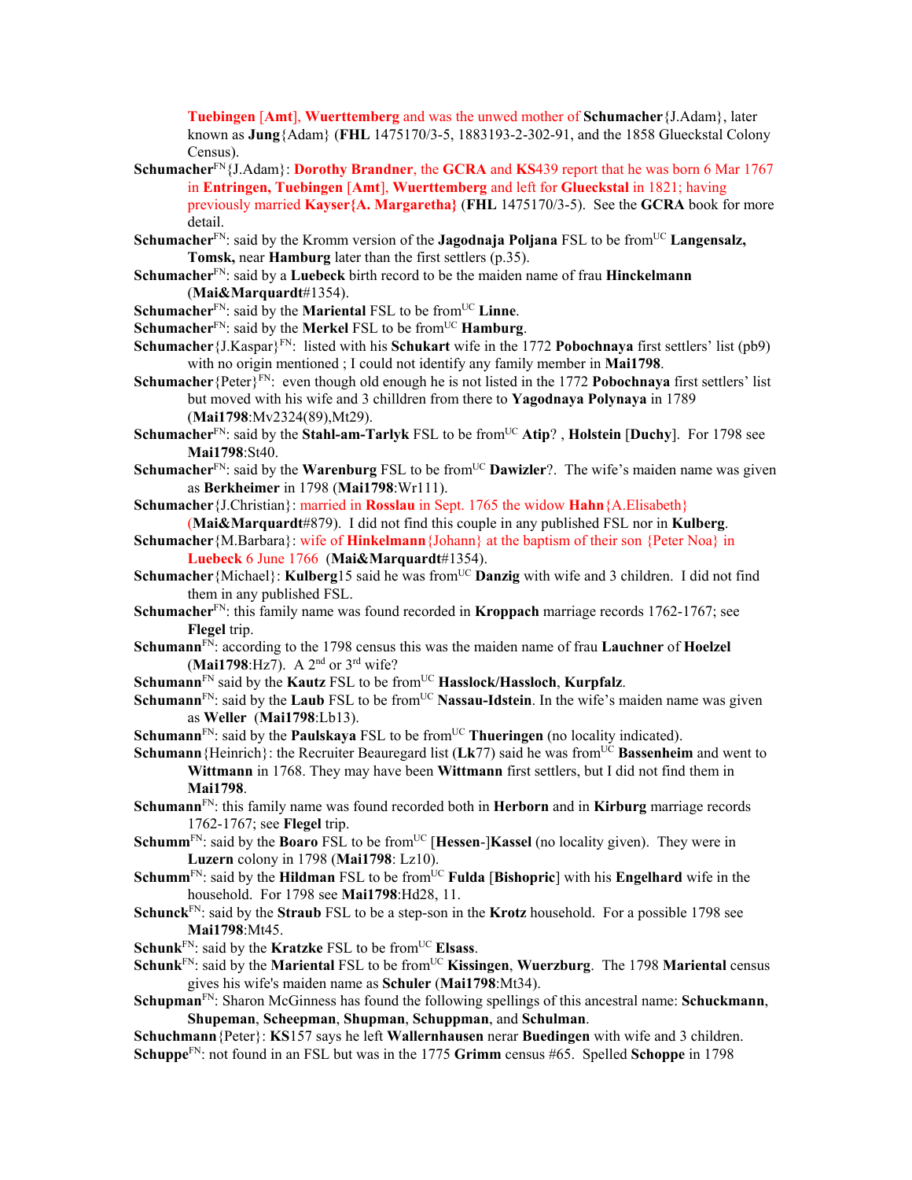Tuebingen [Amt], Wuerttemberg and was the unwed mother of **Schumacher**{J.Adam}, later known as **Jung**{Adam} (**FHL** 1475170/3-5, 1883193-2-302-91, and the 1858 Glueckstal Colony Census).

**Schumacher**[FN]{J.Adam}: **Dorothy Brandner**, the **GCRA** and **KS**439 report that he was born 6 Mar 1767 in **Entringen, Tuebingen** [**Amt**], **Wuerttemberg** and left for **Glueckstal** in 1821; having previously married **Kayser{A. Margaretha}** (**FHL** 1475170/3-5). See the **GCRA** book for more detail.

**Schumacher**[FN]: said by the Kromm version of the **Jagodnaja Poljana** FSL to be from[UC] **Langensalz, Tomsk,** near **Hamburg** later than the first settlers (p.35).

**Schumacher**[FN]: said by a **Luebeck** birth record to be the maiden name of frau **Hinckelmann** (**Mai&Marquardt**#1354).

**Schumacher**[FN]: said by the **Mariental** FSL to be from[UC] **Linne**.

**Schumacher**[FN]: said by the **Merkel** FSL to be from[UC] **Hamburg**.

**Schumacher**{J.Kaspar}[FN]: listed with his **Schukart** wife in the 1772 **Pobochnaya** first settlers' list (pb9) with no origin mentioned ; I could not identify any family member in **Mai1798**.

**Schumacher**{Peter}[FN]: even though old enough he is not listed in the 1772 **Pobochnaya** first settlers' list but moved with his wife and 3 chillden from there to **Yagodnaya Polynaya** in 1789 (**Mai1798**:Mv2324(89),Mt29).

**Schumacher**[FN]: said by the **Stahl-am-Tarlyk** FSL to be from[UC] **Atip**? , **Holstein** [**Duchy**]. For 1798 see **Mai1798**:St40.

**Schumacher**[FN]: said by the **Warenburg** FSL to be from[UC] **Dawizler**?. The wife's maiden name was given as **Berkheimer** in 1798 (**Mai1798**:Wr111).

**Schumacher**{J.Christian}: married in **Rosslau** in Sept. 1765 the widow **Hahn**{A.Elisabeth} (**Mai&Marquardt**#879). I did not find this couple in any published FSL nor in **Kulberg**.

**Schumacher**{M.Barbara}: wife of **Hinkelmann**{Johann} at the baptism of their son {Peter Noa} in **Luebeck** 6 June 1766 (**Mai&Marquardt**#1354).

**Schumacher**{Michael}: **Kulberg**15 said he was from[UC] **Danzig** with wife and 3 children. I did not find them in any published FSL.

**Schumacher**[FN]: this family name was found recorded in **Kroppach** marriage records 1762-1767; see **Flegel** trip.

**Schumann**[FN]: according to the 1798 census this was the maiden name of frau **Lauchner** of **Hoelzel** (**Mai1798**:Hz7). A 2[nd] or 3[rd] wife?

**Schumann**[FN] said by the **Kautz** FSL to be from[UC] **Hasslock/Hassloch**, **Kurpfalz**.

**Schumann**[FN]: said by the **Laub** FSL to be from[UC] **Nassau-Idstein**. In the wife's maiden name was given as **Weller** (**Mai1798**:Lb13).

**Schumann**[FN]: said by the **Paulskaya** FSL to be from[UC] **Thueringen** (no locality indicated).

**Schumann**{Heinrich}: the Recruiter Beauregard list (**Lk**77) said he was from[UC] **Bassenheim** and went to **Wittmann** in 1768. They may have been **Wittmann** first settlers, but I did not find them in **Mai1798**.

**Schumann**[FN]: this family name was found recorded both in **Herborn** and in **Kirburg** marriage records 1762-1767; see **Flegel** trip.

**Schumm**[FN]: said by the **Boaro** FSL to be from[UC] [**Hessen**-]**Kassel** (no locality given). They were in **Luzern** colony in 1798 (**Mai1798**: Lz10).

**Schumm**[FN]: said by the **Hildman** FSL to be from[UC] **Fulda** [**Bishopric**] with his **Engelhard** wife in the household. For 1798 see **Mai1798**:Hd28, 11.

**Schunck**[FN]: said by the **Straub** FSL to be a step-son in the **Krotz** household. For a possible 1798 see **Mai1798**:Mt45.

**Schunk**[FN]: said by the **Kratzke** FSL to be from[UC] **Elsass**.

**Schunk**[FN]: said by the **Mariental** FSL to be from[UC] **Kissingen**, **Wuerzburg**. The 1798 **Mariental** census gives his wife's maiden name as **Schuler** (**Mai1798**:Mt34).

**Schupman**[FN]: Sharon McGinness has found the following spellings of this ancestral name: **Schuckmann**, **Shupeman**, **Scheepman**, **Shupman**, **Schuppman**, and **Schulman**.

**Schuchmann**{Peter}: **KS**157 says he left **Wallernhausen** nerar **Buedingen** with wife and 3 children.

**Schuppe**[FN]: not found in an FSL but was in the 1775 **Grimm** census #65. Spelled **Schoppe** in 1798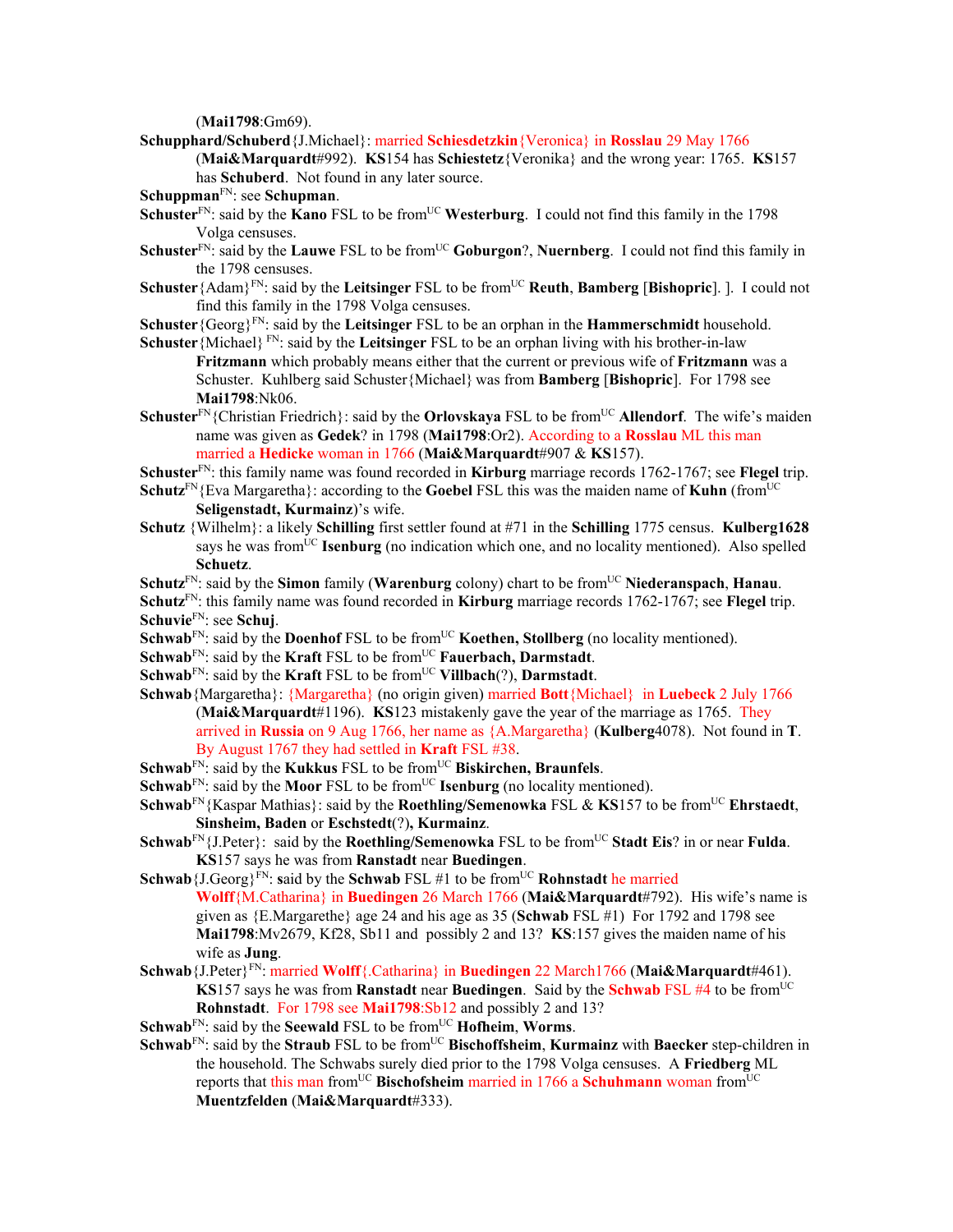(**Mai1798**:Gm69).

**Schupphard/Schuberd**{J.Michael}: married **Schiesdetzkin**{Veronica} in **Rosslau** 29 May 1766 (**Mai&Marquardt**#992). **KS**154 has **Schiestetz**{Veronika} and the wrong year: 1765. **KS**157 has **Schuberd**. Not found in any later source.

**Schuppman**[FN]: see **Schupman**.

**Schuster**[FN]: said by the **Kano** FSL to be from[UC] **Westerburg**. I could not find this family in the 1798 Volga censuses.

**Schuster**[FN]: said by the **Lauwe** FSL to be from[UC] **Goburgon**?, **Nuernberg**. I could not find this family in the 1798 censuses.

**Schuster**{Adam}[FN]: said by the **Leitsinger** FSL to be from[UC] **Reuth**, **Bamberg** [**Bishopric**]. ]. I could not find this family in the 1798 Volga censuses.

**Schuster**{Georg}[FN]: said by the **Leitsinger** FSL to be an orphan in the **Hammerschmidt** household.

**Schuster**{Michael} [FN]: said by the **Leitsinger** FSL to be an orphan living with his brother-in-law **Fritzmann** which probably means either that the current or previous wife of **Fritzmann** was a Schuster. Kuhlberg said Schuster{Michael} was from **Bamberg** [**Bishopric**]. For 1798 see **Mai1798**:Nk06.

**Schuster**[FN]{Christian Friedrich}: said by the **Orlovskaya** FSL to be from[UC] **Allendorf**. The wife's maiden name was given as **Gedek**? in 1798 (**Mai1798**:Or2). According to a **Rosslau** ML this man married a **Hedicke** woman in 1766 (**Mai&Marquardt**#907 & **KS**157).

**Schuster**[FN]: this family name was found recorded in **Kirburg** marriage records 1762-1767; see **Flegel** trip.

**Schutz**[FN]{Eva Margaretha}: according to the **Goebel** FSL this was the maiden name of **Kuhn** (from[UC] **Seligenstadt, Kurmainz**)'s wife.

**Schutz** {Wilhelm}: a likely **Schilling** first settler found at #71 in the **Schilling** 1775 census. **Kulberg1628** says he was from[UC] **Isenburg** (no indication which one, and no locality mentioned). Also spelled **Schuetz**.

**Schutz**[FN]: said by the **Simon** family (**Warenburg** colony) chart to be from[UC] **Niederanspach**, **Hanau**.

**Schutz**[FN]: this family name was found recorded in **Kirburg** marriage records 1762-1767; see **Flegel** trip.

**Schuvie**[FN]: see **Schuj**.

**Schwab**[FN]: said by the **Doenhof** FSL to be from[UC] **Koethen, Stollberg** (no locality mentioned).

**Schwab**[FN]: said by the **Kraft** FSL to be from[UC] **Fauerbach, Darmstadt**.

**Schwab**[FN]: said by the **Kraft** FSL to be from[UC] **Villbach**(?), **Darmstadt**.

**Schwab**{Margaretha}: {Margaretha} (no origin given) married **Bott**{Michael} in **Luebeck** 2 July 1766 (**Mai&Marquardt**#1196). **KS**123 mistakenly gave the year of the marriage as 1765. They arrived in **Russia** on 9 Aug 1766, her name as {A.Margaretha} (**Kulberg**4078). Not found in **T**. By August 1767 they had settled in **Kraft** FSL #38.

**Schwab**[FN]: said by the **Kukkus** FSL to be from[UC] **Biskirchen, Braunfels**.

**Schwab**[FN]: said by the **Moor** FSL to be from[UC] **Isenburg** (no locality mentioned).

**Schwab**[FN]{Kaspar Mathias}: said by the **Roethling/Semenowka** FSL & **KS**157 to be from[UC] **Ehrstaedt**, **Sinsheim, Baden** or **Eschstedt**(?)**, Kurmainz**.

**Schwab**[FN]{J.Peter}: said by the **Roethling/Semenowka** FSL to be from[UC] **Stadt Eis**? in or near **Fulda**. **KS**157 says he was from **Ranstadt** near **Buedingen**.

**Schwab**{J.Georg}[FN]: **s**aid by the **Schwab** FSL #1 to be from[UC] **Rohnstadt** he married **Wolff**{M.Catharina} in **Buedingen** 26 March 1766 (**Mai&Marquardt**#792). His wife's name is given as {E.Margarethe} age 24 and his age as 35 (**Schwab** FSL #1) For 1792 and 1798 see **Mai1798**:Mv2679, Kf28, Sb11 and possibly 2 and 13? **KS**:157 gives the maiden name of his wife as **Jung**.

**Schwab**{J.Peter}[FN]: married **Wolff**{.Catharina} in **Buedingen** 22 March1766 (**Mai&Marquardt**#461). **KS**157 says he was from **Ranstadt** near **Buedingen**. Said by the **Schwab** FSL #4 to be from[UC] **Rohnstadt**. For 1798 see **Mai1798**:Sb12 and possibly 2 and 13?

**Schwab**[FN]: said by the **Seewald** FSL to be from[UC] **Hofheim**, **Worms**.

**Schwab**[FN]: said by the **Straub** FSL to be from[UC] **Bischoffsheim**, **Kurmainz** with **Baecker** step-children in the household. The Schwabs surely died prior to the 1798 Volga censuses. A **Friedberg** ML reports that this man from[UC] **Bischofsheim** married in 1766 a **Schuhmann** woman from[UC] **Muentzfelden** (**Mai&Marquardt**#333).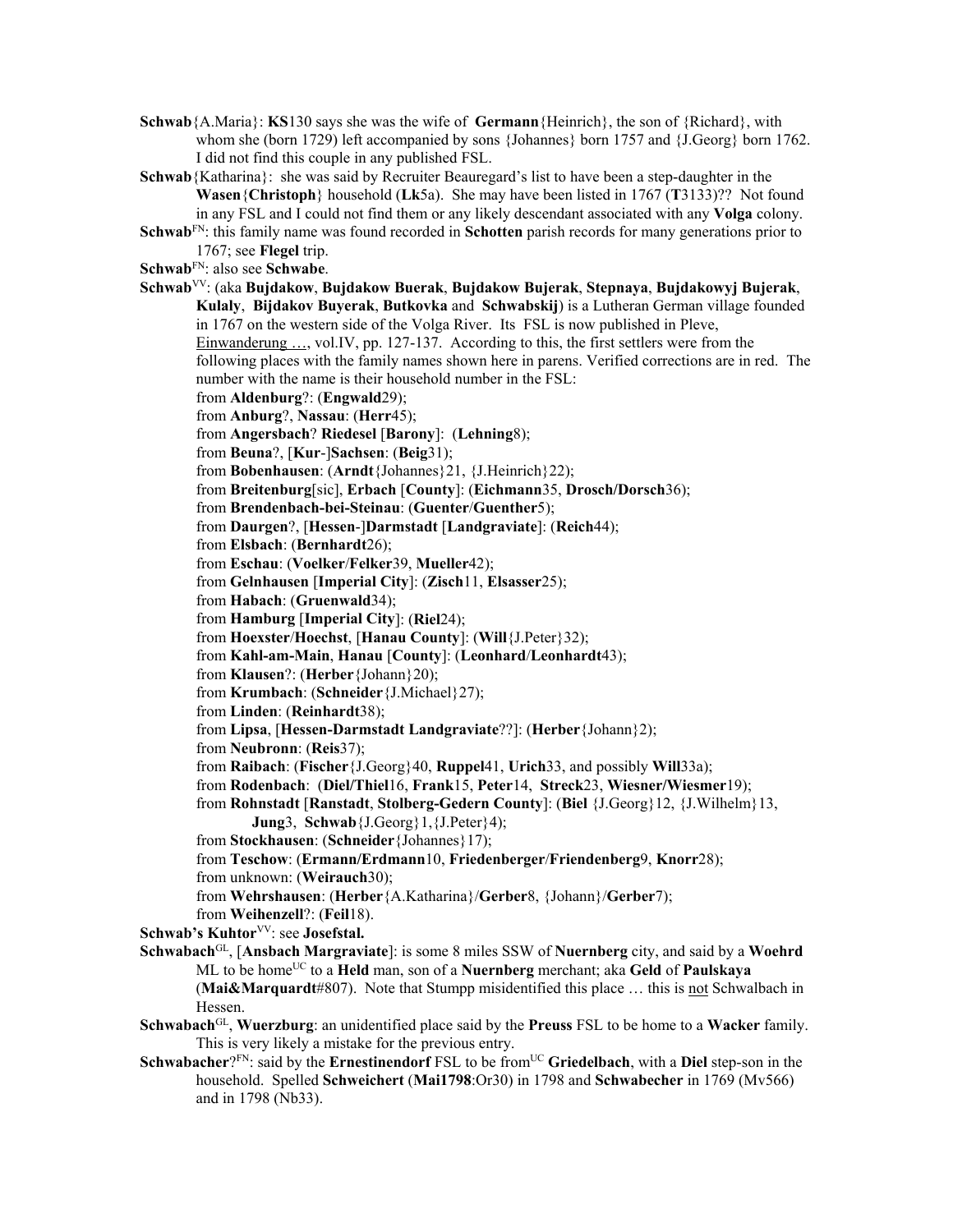**Schwab**{A.Maria}: **KS**130 says she was the wife of **Germann**{Heinrich}, the son of {Richard}, with whom she (born 1729) left accompanied by sons {Johannes} born 1757 and {J.Georg} born 1762. I did not find this couple in any published FSL.

**Schwab**{Katharina}: she was said by Recruiter Beauregard's list to have been a step-daughter in the **Wasen**{**Christoph**} household (**Lk**5a). She may have been listed in 1767 (**T**3133)?? Not found in any FSL and I could not find them or any likely descendant associated with any **Volga** colony.

**Schwab**[FN]: this family name was found recorded in **Schotten** parish records for many generations prior to 1767; see **Flegel** trip.

**Schwab**[FN]: also see **Schwabe**.

**Schwab**[VV]: (aka **Bujdakow**, **Bujdakow Buerak**, **Bujdakow Bujerak**, **Stepnaya**, **Bujdakowyj Bujerak**, **Kulaly**, **Bijdakov Buyerak**, **Butkovka** and **Schwabskij**) is a Lutheran German village founded in 1767 on the western side of the Volga River. Its FSL is now published in Pleve, Einwanderung …, vol.IV, pp. 127-137. According to this, the first settlers were from the following places with the family names shown here in parens. Verified corrections are in red. The number with the name is their household number in the FSL:

- from **Aldenburg**?: (**Engwald**29);
- from **Anburg**?, **Nassau**: (**Herr**45);
- from **Angersbach**? **Riedesel** [**Barony**]: (**Lehning**8);
- from **Beuna**?, [**Kur**-]**Sachsen**: (**Beig**31);
- from **Bobenhausen**: (**Arndt**{Johannes}21, {J.Heinrich}22);
- from **Breitenburg**[sic], **Erbach** [**County**]: (**Eichmann**35, **Drosch/Dorsch**36);
- from **Brendenbach-bei-Steinau**: (**Guenter**/**Guenther**5);
- from **Daurgen**?, [**Hessen**-]**Darmstadt** [**Landgraviate**]: (**Reich**44);
- from **Elsbach**: (**Bernhardt**26);
- from **Eschau**: (**Voelker**/**Felker**39, **Mueller**42);
- from **Gelnhausen** [**Imperial City**]: (**Zisch**11, **Elsasser**25);
- from **Habach**: (**Gruenwald**34);
- from **Hamburg** [**Imperial City**]: (**Riel**24);
- from **Hoexster**/**Hoechst**, [**Hanau County**]: (**Will**{J.Peter}32);
- from **Kahl-am-Main**, **Hanau** [**County**]: (**Leonhard**/**Leonhardt**43);
- from **Klausen**?: (**Herber**{Johann}20);
- from **Krumbach**: (**Schneider**{J.Michael}27);
- from **Linden**: (**Reinhardt**38);
- from **Lipsa**, [**Hessen-Darmstadt Landgraviate**??]: (**Herber**{Johann}2);
- from **Neubronn**: (**Reis**37);
- from **Raibach**: (**Fischer**{J.Georg}40, **Ruppel**41, **Urich**33, and possibly **Will**33a);
- from **Rodenbach**: (**Diel/Thiel**16, **Frank**15, **Peter**14, **Streck**23, **Wiesner/Wiesmer**19);
- from **Rohnstadt** [**Ranstadt**, **Stolberg-Gedern County**]: (**Biel** {J.Georg}12, {J.Wilhelm}13, **Jung**3, **Schwab**{J.Georg}1,{J.Peter}4);
- from **Stockhausen**: (**Schneider**{Johannes}17);
- from **Teschow**: (**Ermann/Erdmann**10, **Friedenberger**/**Friendenberg**9, **Knorr**28);
- from unknown: (**Weirauch**30);
- from **Wehrshausen**: (**Herber**{A.Katharina}/**Gerber**8, {Johann}/**Gerber**7);
- from **Weihenzell**?: (**Feil**18).

**Schwab's Kuhtor**[VV]: see **Josefstal.**

**Schwabach**[GL], [**Ansbach Margraviate**]: is some 8 miles SSW of **Nuernberg** city, and said by a **Woehrd** ML to be home[UC] to a **Held** man, son of a **Nuernberg** merchant; aka **Geld** of **Paulskaya** (**Mai&Marquardt**#807). Note that Stumpp misidentified this place … this is not Schwalbach in Hessen.

**Schwabach**[GL], **Wuerzburg**: an unidentified place said by the **Preuss** FSL to be home to a **Wacker** family. This is very likely a mistake for the previous entry.

**Schwabacher**?[FN]: said by the **Ernestinendorf** FSL to be from[UC] **Griedelbach**, with a **Diel** step-son in the household. Spelled **Schweichert** (**Mai1798**:Or30) in 1798 and **Schwabecher** in 1769 (Mv566) and in 1798 (Nb33).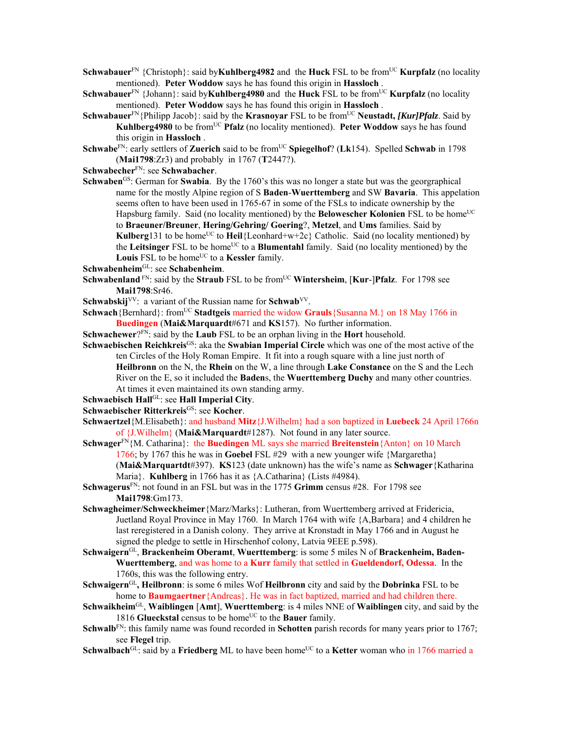**Schwabauer**[FN] {Christoph}: said by**Kuhlberg4982** and the **Huck** FSL to be from[UC] **Kurpfalz** (no locality mentioned). **Peter Woddow** says he has found this origin in **Hassloch** .

**Schwabauer**[FN] {Johann}: said by**Kuhlberg4980** and the **Huck** FSL to be from[UC] **Kurpfalz** (no locality mentioned). **Peter Woddow** says he has found this origin in **Hassloch** .

**Schwabauer**[FN]{Philipp Jacob}: said by the **Krasnoyar** FSL to be from[UC] **Neustadt, *[Kur]Pfalz***. Said by **Kuhlberg4980** to be from[UC] **Pfalz** (no locality mentioned). **Peter Woddow** says he has found this origin in **Hassloch** .

**Schwabe**[FN]: early settlers of **Zuerich** said to be from[UC] **Spiegelhof**? (**Lk**154). Spelled **Schwab** in 1798 (**Mai1798**:Zr3) and probably in 1767 (**T**2447?).

**Schwabecher**[FN]: see **Schwabacher**.

**Schwaben**[GS]: German for **Swabia**. By the 1760's this was no longer a state but was the georgraphical name for the mostly Alpine region of S **Baden**-**Wuerttemberg** and SW **Bavaria**. This appelation seems often to have been used in 1765-67 in some of the FSLs to indicate ownership by the Hapsburg family. Said (no locality mentioned) by the **Belowescher Kolonien** FSL to be home[UC] to **Braeuner/Breuner**, **Hering/Gehring/ Goering**?, **Metzel**, and **Ums** families. Said by **Kulberg**131 to be home[UC] to **Heil**{Leonhard+w+2c} Catholic. Said (no locality mentioned) by the **Leitsinger** FSL to be home[UC] to a **Blumentahl** family. Said (no locality mentioned) by the **Louis** FSL to be home[UC] to a **Kessler** family.

**Schwabenheim**[GL]: see **Schabenheim**.

**Schwabenland** [FN]: said by the **Straub** FSL to be from[UC] **Wintersheim**, [**Kur**-]**Pfalz**. For 1798 see **Mai1798**:Sr46.

**Schwabskij**[VV]: a variant of the Russian name for **Schwab**[VV].

**Schwach**{Bernhard}: from[UC] **Stadtgeis** married the widow **Grauls**{Susanna M.} on 18 May 1766 in **Buedingen** (**Mai&Marquardt**#671 and **KS**157). No further information.

**Schwachewer**?[FN]: said by the **Laub** FSL to be an orphan living in the **Hort** household.

**Schwaebischen Reichkreis**[GS]: aka the **Swabian Imperial Circle** which was one of the most active of the ten Circles of the Holy Roman Empire. It fit into a rough square with a line just north of **Heilbronn** on the N, the **Rhein** on the W, a line through **Lake Constance** on the S and the Lech River on the E, so it included the **Baden**s, the **Wuerttemberg Duchy** and many other countries. At times it even maintained its own standing army.

**Schwaebisch Hall**[GL]: see **Hall Imperial City**.

**Schwaebischer Ritterkreis**[GS]: see **Kocher**.

**Schwaertzel**{M.Elisabeth}: and husband **Mitz**{J.Wilhelm} had a son baptized in **Luebeck** 24 April 1766n of {J.Wilhelm} (**Mai&Marquardt**#1287). Not found in any later source.

**Schwager**[FN]{M. Catharina}: the **Buedingen** ML says she married **Breitenstein**{Anton} on 10 March 1766; by 1767 this he was in **Goebel** FSL #29 with a new younger wife {Margaretha} (**Mai&Marquartdt**#397). **KS**123 (date unknown) has the wife's name as **Schwager**{Katharina Maria}. **Kuhlberg** in 1766 has it as {A.Catharina} (Lists #4984).

**Schwagerus**[FN]: not found in an FSL but was in the 1775 **Grimm** census #28. For 1798 see **Mai1798**:Gm173.

**Schwagheimer/Schweckheimer**{Marz/Marks}: Lutheran, from Wuerttemberg arrived at Fridericia, Juetland Royal Province in May 1760. In March 1764 with wife {A,Barbara} and 4 children he last reregistered in a Danish colony. They arrive at Kronstadt in May 1766 and in August he signed the pledge to settle in Hirschenhof colony, Latvia 9EEE p.598).

**Schwaigern**[GL], **Brackenheim Oberamt**, **Wuerttemberg**: is some 5 miles N of **Brackenheim, Baden-Wuerttemberg**, and was home to a **Kurr** family that settled in **Gueldendorf, Odessa**. In the 1760s, this was the following entry.

**Schwaigern**[GL]**, Heilbronn**: is some 6 miles Wof **Heilbronn** city and said by the **Dobrinka** FSL to be home to **Baumgaertner**{Andreas}. He was in fact baptized, married and had children there.

**Schwaikheim**[GL], **Waiblingen** [**Amt**], **Wuerttemberg**: is 4 miles NNE of **Waiblingen** city, and said by the 1816 **Glueckstal** census to be home[UC] to the **Bauer** family.

**Schwalb**[FN]: this family name was found recorded in **Schotten** parish records for many years prior to 1767; see **Flegel** trip.

**Schwalbach**[GL]: said by a **Friedberg** ML to have been home[UC] to a **Ketter** woman who in 1766 married a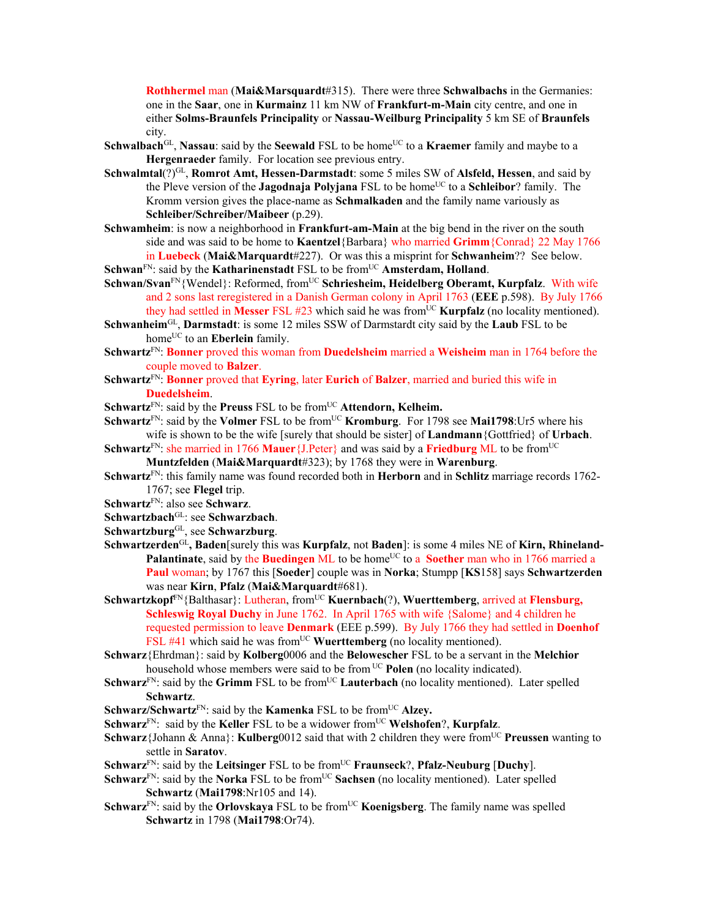**Rothhermel** man (**Mai&Marsquardt**#315). There were three **Schwalbachs** in the Germanies: one in the **Saar**, one in **Kurmainz** 11 km NW of **Frankfurt-m-Main** city centre, and one in either **Solms-Braunfels Principality** or **Nassau-Weilburg Principality** 5 km SE of **Braunfels** city.

**Schwalbach**[GL], **Nassau**: said by the **Seewald** FSL to be home[UC] to a **Kraemer** family and maybe to a **Hergenraeder** family. For location see previous entry.

**Schwalmtal**(?)[GL], **Romrot Amt, Hessen-Darmstadt**: some 5 miles SW of **Alsfeld, Hessen**, and said by the Pleve version of the **Jagodnaja Polyjana** FSL to be home[UC] to a **Schleibor**? family. The Kromm version gives the place-name as **Schmalkaden** and the family name variously as **Schleiber/Schreiber/Maibeer** (p.29).

**Schwamheim**: is now a neighborhood in **Frankfurt-am-Main** at the big bend in the river on the south side and was said to be home to **Kaentzel**{Barbara} who married **Grimm**{Conrad} 22 May 1766 in **Luebeck** (**Mai&Marquardt**#227). Or was this a misprint for **Schwanheim**?? See below.

**Schwan**[FN]: said by the **Katharinenstadt** FSL to be from[UC] **Amsterdam, Holland**.

**Schwan/Svan**[FN]{Wendel}: Reformed, from[UC] **Schriesheim, Heidelberg Oberamt, Kurpfalz**. With wife and 2 sons last reregistered in a Danish German colony in April 1763 (**EEE** p.598). By July 1766 they had settled in **Messer** FSL #23 which said he was from[UC] **Kurpfalz** (no locality mentioned).

**Schwanheim**[GL], **Darmstadt**: is some 12 miles SSW of Darmstardt city said by the **Laub** FSL to be home[UC] to an **Eberlein** family.

**Schwartz**[FN]: **Bonner** proved this woman from **Duedelsheim** married a **Weisheim** man in 1764 before the couple moved to **Balzer**.

**Schwartz**[FN]: **Bonner** proved that **Eyring**, later **Eurich** of **Balzer**, married and buried this wife in **Duedelsheim**.

**Schwartz**[FN]: said by the **Preuss** FSL to be from[UC] **Attendorn, Kelheim.**

**Schwartz**[FN]: said by the **Volmer** FSL to be from[UC] **Kromburg**. For 1798 see **Mai1798**:Ur5 where his wife is shown to be the wife [surely that should be sister] of **Landmann**{Gottfried} of **Urbach**.

**Schwartz**[FN]: she married in 1766 **Mauer**{J.Peter} and was said by a **Friedburg** ML to be from[UC] **Muntzfelden** (**Mai&Marquardt**#323); by 1768 they were in **Warenburg**.

**Schwartz**[FN]: this family name was found recorded both in **Herborn** and in **Schlitz** marriage records 1762-1767; see **Flegel** trip.

**Schwartz**[FN]: also see **Schwarz**.

**Schwartzbach**[GL]: see **Schwarzbach**.

**Schwartzburg**[GL], see **Schwarzburg**.

**Schwartzerden**[GL]**, Baden**[surely this was **Kurpfalz**, not **Baden**]: is some 4 miles NE of **Kirn, Rhineland-Palantinate**, said by the **Buedingen** ML to be home[UC] to a **Soether** man who in 1766 married a **Paul** woman; by 1767 this [**Soeder**] couple was in **Norka**; Stumpp [**KS**158] says **Schwartzerden** was near **Kirn**, **Pfalz** (**Mai&Marquardt**#681).

**Schwartzkopf**[FN]{Balthasar}: Lutheran, from[UC] **Kuernbach**(?), **Wuerttemberg**, arrived at **Flensburg, Schleswig Royal Duchy** in June 1762. In April 1765 with wife {Salome} and 4 children he requested permission to leave **Denmark** (EEE p.599). By July 1766 they had settled in **Doenhof** FSL #41 which said he was from[UC] **Wuerttemberg** (no locality mentioned).

**Schwarz**{Ehrdman}: said by **Kolberg**0006 and the **Belowescher** FSL to be a servant in the **Melchior** household whose members were said to be from [UC] **Polen** (no locality indicated).

**Schwarz**[FN]: said by the **Grimm** FSL to be from[UC] **Lauterbach** (no locality mentioned). Later spelled **Schwartz**.

**Schwarz/Schwartz**[FN]: said by the **Kamenka** FSL to be from[UC] **Alzey.**

**Schwarz**[FN]: said by the **Keller** FSL to be a widower from[UC] **Welshofen**?, **Kurpfalz**.

**Schwarz**{Johann & Anna}: **Kulberg**0012 said that with 2 children they were from[UC] **Preussen** wanting to settle in **Saratov**.

**Schwarz**[FN]: said by the **Leitsinger** FSL to be from[UC] **Fraunseck**?, **Pfalz-Neuburg** [**Duchy**].

**Schwarz**[FN]: said by the **Norka** FSL to be from[UC] **Sachsen** (no locality mentioned). Later spelled **Schwartz** (**Mai1798**:Nr105 and 14).

**Schwarz**[FN]: said by the **Orlovskaya** FSL to be from[UC] **Koenigsberg**. The family name was spelled **Schwartz** in 1798 (**Mai1798**:Or74).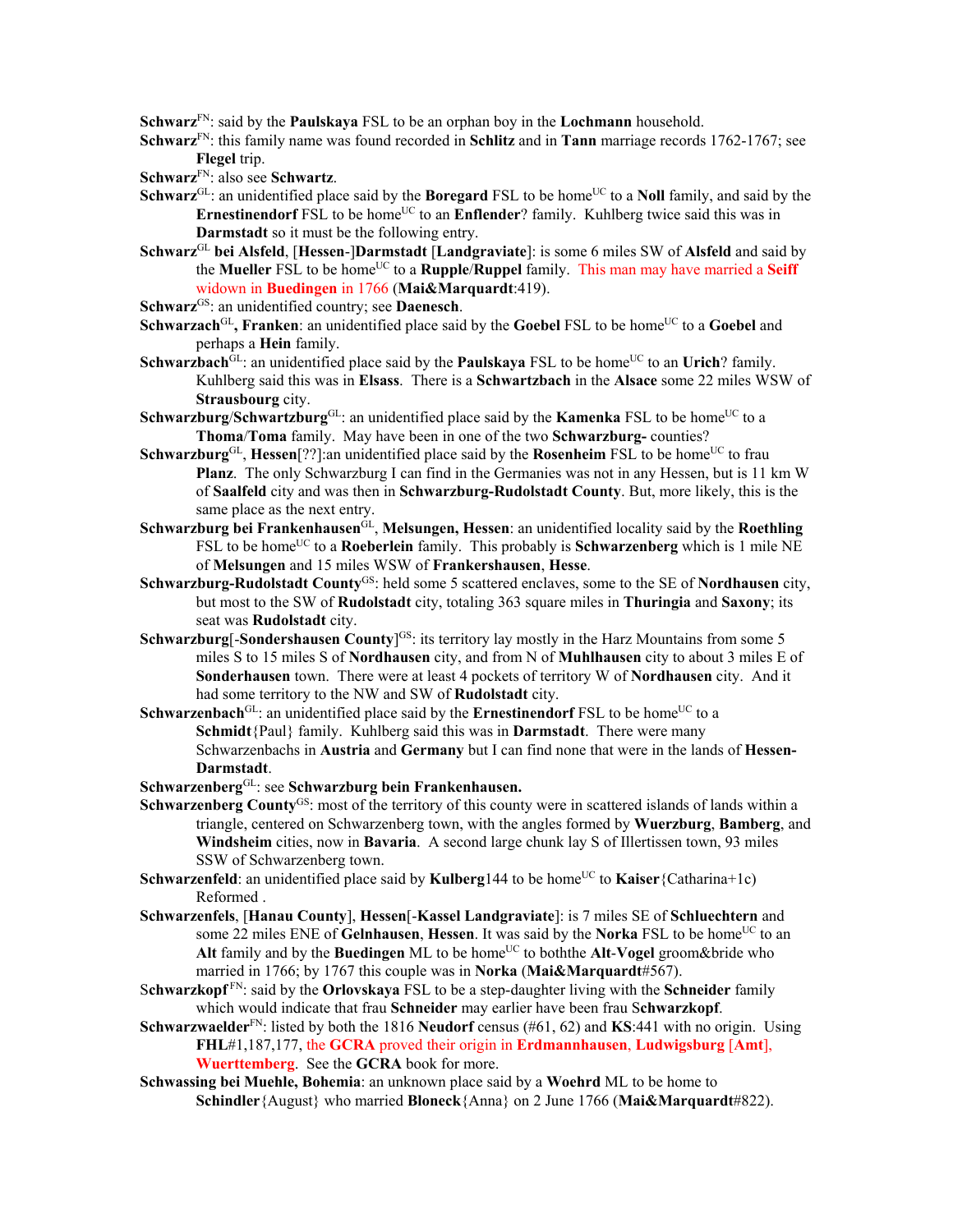**Schwarz**[FN]: said by the **Paulskaya** FSL to be an orphan boy in the **Lochmann** household.

**Schwarz**[FN]: this family name was found recorded in **Schlitz** and in **Tann** marriage records 1762-1767; see **Flegel** trip.

**Schwarz**[FN]: also see **Schwartz**.

**Schwarz**[GL]: an unidentified place said by the **Boregard** FSL to be home[UC] to a **Noll** family, and said by the **Ernestinendorf** FSL to be home[UC] to an **Enflender**? family. Kuhlberg twice said this was in **Darmstadt** so it must be the following entry.

**Schwarz**[GL] **bei Alsfeld**, [**Hessen**-]**Darmstadt** [**Landgraviate**]: is some 6 miles SW of **Alsfeld** and said by the **Mueller** FSL to be home[UC] to a **Rupple**/**Ruppel** family. This man may have married a **Seiff** widown in **Buedingen** in 1766 (**Mai&Marquardt**:419).

**Schwarz**[GS]: an unidentified country; see **Daenesch**.

**Schwarzach**[GL]**, Franken**: an unidentified place said by the **Goebel** FSL to be home[UC] to a **Goebel** and perhaps a **Hein** family.

**Schwarzbach**[GL]: an unidentified place said by the **Paulskaya** FSL to be home[UC] to an **Urich**? family. Kuhlberg said this was in **Elsass**. There is a **Schwartzbach** in the **Alsace** some 22 miles WSW of **Strausbourg** city.

**Schwarzburg**/**Schwartzburg**[GL]: an unidentified place said by the **Kamenka** FSL to be home[UC] to a **Thoma**/**Toma** family. May have been in one of the two **Schwarzburg-** counties?

**Schwarzburg**[GL], **Hessen**[??]:an unidentified place said by the **Rosenheim** FSL to be home[UC] to frau **Planz**. The only Schwarzburg I can find in the Germanies was not in any Hessen, but is 11 km W of **Saalfeld** city and was then in **Schwarzburg-Rudolstadt County**. But, more likely, this is the same place as the next entry.

**Schwarzburg bei Frankenhausen**[GL], **Melsungen, Hessen**: an unidentified locality said by the **Roethling** FSL to be home[UC] to a **Roeberlein** family. This probably is **Schwarzenberg** which is 1 mile NE of **Melsungen** and 15 miles WSW of **Frankershausen**, **Hesse**.

**Schwarzburg-Rudolstadt County**[GS]: held some 5 scattered enclaves, some to the SE of **Nordhausen** city, but most to the SW of **Rudolstadt** city, totaling 363 square miles in **Thuringia** and **Saxony**; its seat was **Rudolstadt** city.

**Schwarzburg**[-**Sondershausen County**][GS]: its territory lay mostly in the Harz Mountains from some 5 miles S to 15 miles S of **Nordhausen** city, and from N of **Muhlhausen** city to about 3 miles E of **Sonderhausen** town. There were at least 4 pockets of territory W of **Nordhausen** city. And it had some territory to the NW and SW of **Rudolstadt** city.

**Schwarzenbach**[GL]: an unidentified place said by the **Ernestinendorf** FSL to be home[UC] to a **Schmidt**{Paul} family. Kuhlberg said this was in **Darmstadt**. There were many Schwarzenbachs in **Austria** and **Germany** but I can find none that were in the lands of **Hessen-Darmstadt**.

**Schwarzenberg**[GL]: see **Schwarzburg bein Frankenhausen.**

**Schwarzenberg County**[GS]: most of the territory of this county were in scattered islands of lands within a triangle, centered on Schwarzenberg town, with the angles formed by **Wuerzburg**, **Bamberg**, and **Windsheim** cities, now in **Bavaria**. A second large chunk lay S of Illertissen town, 93 miles SSW of Schwarzenberg town.

**Schwarzenfeld**: an unidentified place said by **Kulberg**144 to be home[UC] to **Kaiser**{Catharina+1c} Reformed .

**Schwarzenfels**, [**Hanau County**], **Hessen**[-**Kassel Landgraviate**]: is 7 miles SE of **Schluechtern** and some 22 miles ENE of **Gelnhausen**, **Hessen**. It was said by the **Norka** FSL to be home[UC] to an **Alt** family and by the **Buedingen** ML to be home[UC] to boththe **Alt**-**Vogel** groom&bride who married in 1766; by 1767 this couple was in **Norka** (**Mai&Marquardt**#567).

S**chwarzkopf**[FN]: said by the **Orlovskaya** FSL to be a step-daughter living with the **Schneider** family which would indicate that frau **Schneider** may earlier have been frau S**chwarzkopf**.

**Schwarzwaelder**[FN]: listed by both the 1816 **Neudorf** census (#61, 62) and **KS**:441 with no origin. Using **FHL**#1,187,177, the **GCRA** proved their origin in **Erdmannhausen**, **Ludwigsburg** [**Amt**], **Wuerttemberg**. See the **GCRA** book for more.

**Schwassing bei Muehle, Bohemia**: an unknown place said by a **Woehrd** ML to be home to **Schindler**{August} who married **Bloneck**{Anna} on 2 June 1766 (**Mai&Marquardt**#822).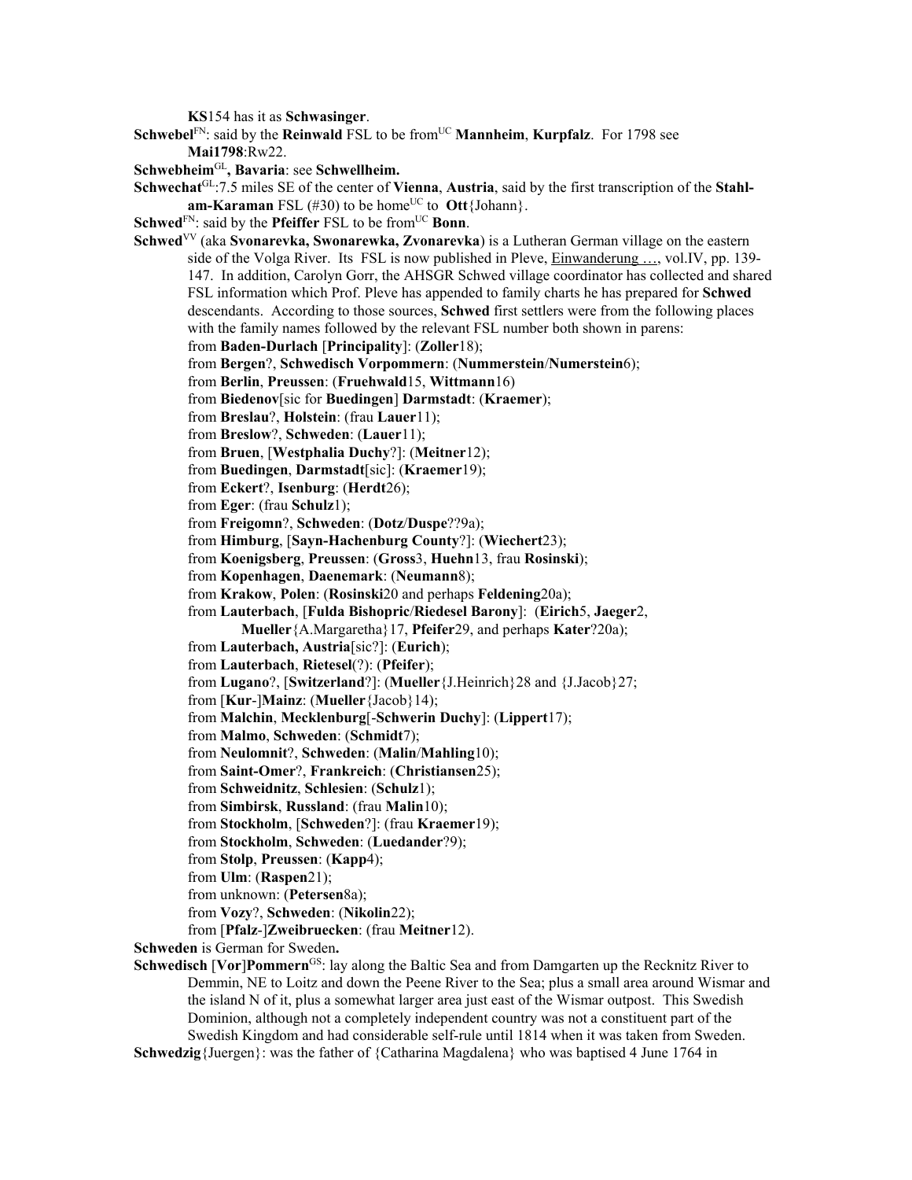**KS**154 has it as **Schwasinger**.

**Schwebel**[FN]: said by the **Reinwald** FSL to be from[UC] **Mannheim**, **Kurpfalz**. For 1798 see **Mai1798**:Rw22.

**Schwebheim**[GL]**, Bavaria**: see **Schwellheim.**

**Schwechat**[GL]:7.5 miles SE of the center of **Vienna**, **Austria**, said by the first transcription of the **Stahl-am-Karaman** FSL (#30) to be home[UC] to **Ott**{Johann}.

**Schwed**[FN]: said by the **Pfeiffer** FSL to be from[UC] **Bonn**.

**Schwed**[VV] (aka **Svonarevka, Swonarewka, Zvonarevka**) is a Lutheran German village on the eastern side of the Volga River. Its FSL is now published in Pleve, Einwanderung …, vol.IV, pp. 139-147. In addition, Carolyn Gorr, the AHSGR Schwed village coordinator has collected and shared FSL information which Prof. Pleve has appended to family charts he has prepared for **Schwed** descendants. According to those sources, **Schwed** first settlers were from the following places with the family names followed by the relevant FSL number both shown in parens:

from **Baden-Durlach** [**Principality**]: (**Zoller**18);
from **Bergen**?, **Schwedisch Vorpommern**: (**Nummerstein**/**Numerstein**6);
from **Berlin**, **Preussen**: (**Fruehwald**15, **Wittmann**16)
from **Biedenov**[sic for **Buedingen**] **Darmstadt**: (**Kraemer**);
from **Breslau**?, **Holstein**: (frau **Lauer**11);
from **Breslow**?, **Schweden**: (**Lauer**11);
from **Bruen**, [**Westphalia Duchy**?]: (**Meitner**12);
from **Buedingen**, **Darmstadt**[sic]: (**Kraemer**19);
from **Eckert**?, **Isenburg**: (**Herdt**26);
from **Eger**: (frau **Schulz**1);
from **Freigomn**?, **Schweden**: (**Dotz**/**Duspe**??9a);
from **Himburg**, [**Sayn-Hachenburg County**?]: (**Wiechert**23);
from **Koenigsberg**, **Preussen**: (**Gross**3, **Huehn**13, frau **Rosinski**);
from **Kopenhagen**, **Daenemark**: (**Neumann**8);
from **Krakow**, **Polen**: (**Rosinski**20 and perhaps **Feldening**20a);
from **Lauterbach**, [**Fulda Bishopric**/**Riedesel Barony**]: (**Eirich**5, **Jaeger**2, **Mueller**{A.Margaretha}17, **Pfeifer**29, and perhaps **Kater**?20a);
from **Lauterbach, Austria**[sic?]: (**Eurich**);
from **Lauterbach**, **Rietesel**(?): (**Pfeifer**);
from **Lugano**?, [**Switzerland**?]: (**Mueller**{J.Heinrich}28 and {J.Jacob}27;
from [**Kur**-]**Mainz**: (**Mueller**{Jacob}14);
from **Malchin**, **Mecklenburg**[-**Schwerin Duchy**]: (**Lippert**17);
from **Malmo**, **Schweden**: (**Schmidt**7);
from **Neulomnit**?, **Schweden**: (**Malin**/**Mahling**10);
from **Saint-Omer**?, **Frankreich**: (**Christiansen**25);
from **Schweidnitz**, **Schlesien**: (**Schulz**1);
from **Simbirsk**, **Russland**: (frau **Malin**10);
from **Stockholm**, [**Schweden**?]: (frau **Kraemer**19);
from **Stockholm**, **Schweden**: (**Luedander**?9);
from **Stolp**, **Preussen**: (**Kapp**4);
from **Ulm**: (**Raspen**21);
from unknown: (**Petersen**8a);
from **Vozy**?, **Schweden**: (**Nikolin**22);
from [**Pfalz**-]**Zweibruecken**: (frau **Meitner**12).

**Schweden** is German for Sweden**.**

**Schwedisch** [**Vor**]**Pommern**[GS]: lay along the Baltic Sea and from Damgarten up the Recknitz River to Demmin, NE to Loitz and down the Peene River to the Sea; plus a small area around Wismar and the island N of it, plus a somewhat larger area just east of the Wismar outpost. This Swedish Dominion, although not a completely independent country was not a constituent part of the Swedish Kingdom and had considerable self-rule until 1814 when it was taken from Sweden.

**Schwedzig**{Juergen}: was the father of {Catharina Magdalena} who was baptised 4 June 1764 in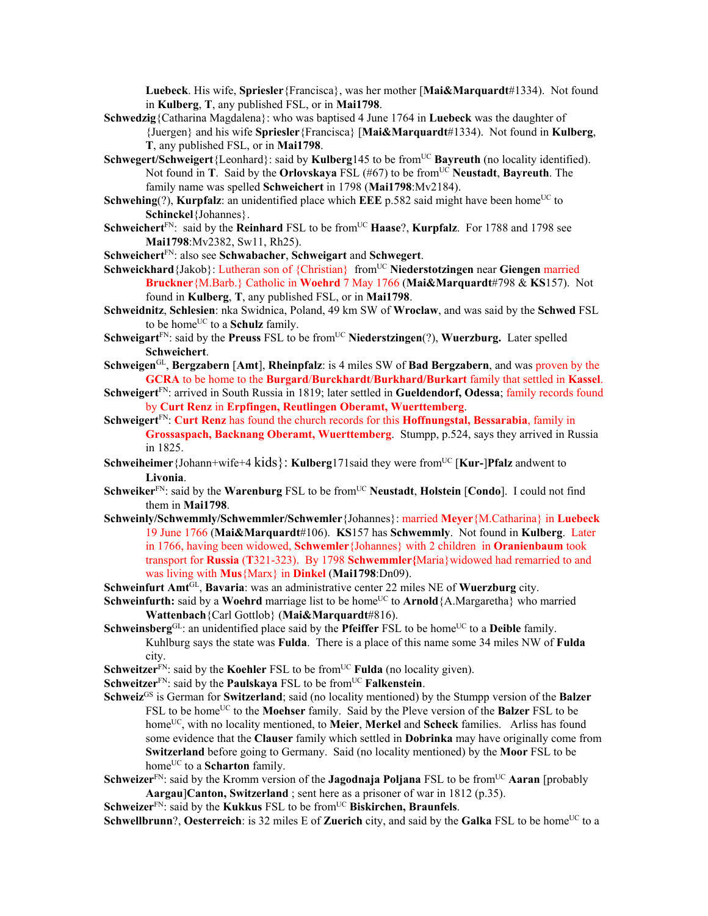**Luebeck**. His wife, **Spriesler**{Francisca}, was her mother [**Mai&Marquardt**#1334). Not found in **Kulberg**, **T**, any published FSL, or in **Mai1798**.

**Schwedzig**{Catharina Magdalena}: who was baptised 4 June 1764 in **Luebeck** was the daughter of {Juergen} and his wife **Spriesler**{Francisca} [**Mai&Marquardt**#1334). Not found in **Kulberg**, **T**, any published FSL, or in **Mai1798**.

**Schwegert/Schweigert**{Leonhard}: said by **Kulberg**145 to be from[UC] **Bayreuth** (no locality identified). Not found in **T**. Said by the **Orlovskaya** FSL (#67) to be from[UC] **Neustadt**, **Bayreuth**. The family name was spelled **Schweichert** in 1798 (**Mai1798**:Mv2184).

**Schwehing**(?), **Kurpfalz**: an unidentified place which **EEE** p.582 said might have been home[UC] to **Schinckel**{Johannes}.

**Schweichert**[FN]: said by the **Reinhard** FSL to be from[UC] **Haase**?, **Kurpfalz**. For 1788 and 1798 see **Mai1798**:Mv2382, Sw11, Rh25).

**Schweichert**[FN]: also see **Schwabacher**, **Schweigart** and **Schwegert**.

**Schweickhard**{Jakob}: Lutheran son of {Christian} from[UC] **Niederstotzingen** near **Giengen** married **Bruckner**{M.Barb.} Catholic in **Woehrd** 7 May 1766 (**Mai&Marquardt**#798 & **KS**157). Not found in **Kulberg**, **T**, any published FSL, or in **Mai1798**.

**Schweidnitz**, **Schlesien**: nka Swidnica, Poland, 49 km SW of **Wroclaw**, and was said by the **Schwed** FSL to be home[UC] to a **Schulz** family.

**Schweigart**[FN]: said by the **Preuss** FSL to be from[UC] **Niederstzingen**(?), **Wuerzburg.** Later spelled **Schweichert**.

**Schweigen**[GL], **Bergzabern** [**Amt**], **Rheinpfalz**: is 4 miles SW of **Bad Bergzabern**, and was proven by the **GCRA** to be home to the **Burgard**/**Burckhardt**/**Burkhard**/**Burkart** family that settled in **Kassel**.

**Schweigert**[FN]: arrived in South Russia in 1819; later settled in **Gueldendorf, Odessa**; family records found by **Curt Renz** in **Erpfingen, Reutlingen Oberamt, Wuerttemberg**.

**Schweigert**[FN]: **Curt Renz** has found the church records for this **Hoffnungstal, Bessarabia**, family in **Grossaspach, Backnang Oberamt, Wuerttemberg**. Stumpp, p.524, says they arrived in Russia in 1825.

**Schweiheimer**{Johann+wife+4 kids}: **Kulberg**171said they were from[UC] [**Kur-**]**Pfalz** andwent to **Livonia**.

**Schweiker**[FN]: said by the **Warenburg** FSL to be from[UC] **Neustadt**, **Holstein** [**Condo**]. I could not find them in **Mai1798**.

**Schweinly/Schwemmly/Schwemmler/Schwemler**{Johannes}: married **Meyer**{M.Catharina} in **Luebeck** 19 June 1766 (**Mai&Marquardt**#106). **KS**157 has **Schwemmly**. Not found in **Kulberg**. Later in 1766, having been widowed, **Schwemler**{Johannes} with 2 children in **Oranienbaum** took transport for **Russia** (**T**321-323). By 1798 **Schwemmler{**Maria}widowed had remarried to and was living with **Mus**{Marx} in **Dinkel** (**Mai1798**:Dn09).

**Schweinfurt Amt**[GL], **Bavaria**: was an administrative center 22 miles NE of **Wuerzburg** city.

**Schweinfurth:** said by a **Woehrd** marriage list to be home[UC] to **Arnold**{A.Margaretha} who married **Wattenbach**{Carl Gottlob} (**Mai&Marquardt**#816).

**Schweinsberg**[GL]: an unidentified place said by the **Pfeiffer** FSL to be home[UC] to a **Deible** family. Kuhlburg says the state was **Fulda**. There is a place of this name some 34 miles NW of **Fulda** city.

**Schweitzer**[FN]: said by the **Koehler** FSL to be from[UC] **Fulda** (no locality given).

**Schweitzer**[FN]: said by the **Paulskaya** FSL to be from[UC] **Falkenstein**.

**Schweiz**[GS] is German for **Switzerland**; said (no locality mentioned) by the Stumpp version of the **Balzer** FSL to be home[UC] to the **Moehser** family. Said by the Pleve version of the **Balzer** FSL to be home[UC], with no locality mentioned, to **Meier**, **Merkel** and **Scheck** families. Arliss has found some evidence that the **Clauser** family which settled in **Dobrinka** may have originally come from **Switzerland** before going to Germany. Said (no locality mentioned) by the **Moor** FSL to be home[UC] to a **Scharton** family.

**Schweizer**[FN]: said by the Kromm version of the **Jagodnaja Poljana** FSL to be from[UC] **Aaran** [probably **Aargau**]**Canton, Switzerland** ; sent here as a prisoner of war in 1812 (p.35).

**Schweizer**[FN]: said by the **Kukkus** FSL to be from[UC] **Biskirchen, Braunfels**.

**Schwellbrunn**?, **Oesterreich**: is 32 miles E of **Zuerich** city, and said by the **Galka** FSL to be home[UC] to a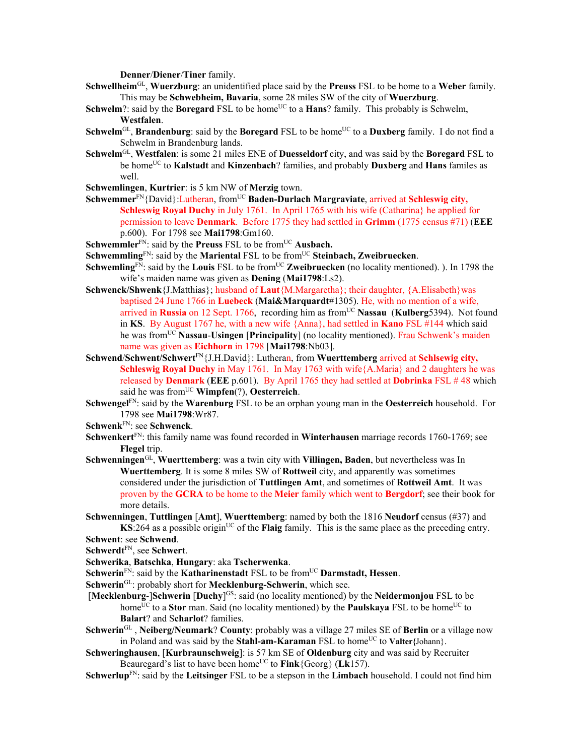**Denner**/**Diener**/**Tiner** family.

**Schwellheim**[GL], **Wuerzburg**: an unidentified place said by the **Preuss** FSL to be home to a **Weber** family. This may be **Schwebheim, Bavaria**, some 28 miles SW of the city of **Wuerzburg**.

**Schwelm**?: said by the **Boregard** FSL to be home[UC] to a **Hans**? family. This probably is Schwelm, **Westfalen**.

**Schwelm**[GL], **Brandenburg**: said by the **Boregard** FSL to be home[UC] to a **Duxberg** family. I do not find a Schwelm in Brandenburg lands.

**Schwelm**[GL], **Westfalen**: is some 21 miles ENE of **Duesseldorf** city, and was said by the **Boregard** FSL to be home[UC] to **Kalstadt** and **Kinzenbach**? families, and probably **Duxberg** and **Hans** familes as well.

**Schwemlingen**, **Kurtrier**: is 5 km NW of **Merzig** town.

**Schwemmer**[FN]{David}:Lutheran, from[UC] **Baden-Durlach Margraviate**, arrived at **Schleswig city, Schleswig Royal Duchy** in July 1761. In April 1765 with his wife (Catharina} he applied for permission to leave **Denmark**. Before 1775 they had settled in **Grimm** (1775 census #71) (**EEE** p.600). For 1798 see **Mai1798**:Gm160.

**Schwemmler**[FN]: said by the **Preuss** FSL to be from[UC] **Ausbach.**

**Schwemmling**[FN]: said by the **Mariental** FSL to be from[UC] **Steinbach, Zweibruecken**.

**Schwemling**[FN]: said by the **Louis** FSL to be from[UC] **Zweibruecken** (no locality mentioned). ). In 1798 the wife's maiden name was given as **Dening** (**Mai1798**:Ls2).

**Schwenck/Shwenk**{J.Matthias}; husband of **Laut**{M.Margaretha}; their daughter, {A.Elisabeth}was baptised 24 June 1766 in **Luebeck** (**Mai&Marquardt**#1305). He, with no mention of a wife, arrived in **Russia** on 12 Sept. 1766, recording him as from[UC] **Nassau** (**Kulberg**5394). Not found in **KS**. By August 1767 he, with a new wife {Anna}, had settled in **Kano** FSL #144 which said he was from[UC] **Nassau**-**Usingen** [**Principality**] (no locality mentioned). Frau Schwenk's maiden name was given as **Eichhorn** in 1798 [**Mai1798**:Nb03].

**Schwend**/**Schwent/Schwert**[FN]{J.H.David}: Lutheran, from **Wuerttemberg** arrived at **Schlsewig city, Schleswig Royal Duchy** in May 1761. In May 1763 with wife{A.Maria} and 2 daughters he was released by **Denmark** (**EEE** p.601). By April 1765 they had settled at **Dobrinka** FSL # 48 which said he was from[UC] **Wimpfen**(?), **Oesterreich**.

**Schwengel**[FN]: said by the **Warenburg** FSL to be an orphan young man in the **Oesterreich** household. For 1798 see **Mai1798**:Wr87.

**Schwenk**[FN]: see **Schwenck**.

**Schwenkert**[FN]: this family name was found recorded in **Winterhausen** marriage records 1760-1769; see **Flegel** trip.

**Schwenningen**[GL], **Wuerttemberg**: was a twin city with **Villingen, Baden**, but nevertheless was In **Wuerttemberg**. It is some 8 miles SW of **Rottweil** city, and apparently was sometimes considered under the jurisdiction of **Tuttlingen Amt**, and sometimes of **Rottweil Amt**. It was proven by the **GCRA** to be home to the **Meier** family which went to **Bergdorf**; see their book for more details.

**Schwenningen**, **Tuttlingen** [**Amt**], **Wuerttemberg**: named by both the 1816 **Neudorf** census (#37) and **KS**:264 as a possible origin[UC] of the **Flaig** family. This is the same place as the preceding entry.

**Schwent**: see **Schwend**.

**Schwerdt**[FN], see **Schwert**.

**Schwerika**, **Batschka**, **Hungary**: aka **Tscherwenka**.

**Schwerin**[FN]: said by the **Katharinenstadt** FSL to be from[UC] **Darmstadt, Hessen**.

**Schwerin**[GL]: probably short for **Mecklenburg-Schwerin**, which see.

[**Mecklenburg**-]**Schwerin** [**Duchy**][GS]: said (no locality mentioned) by the **Neidermonjou** FSL to be home[UC] to a **Stor** man. Said (no locality mentioned) by the **Paulskaya** FSL to be home[UC] to **Balart**? and **Scharlot**? families.

**Schwerin**[GL] , **Neiberg/Neumark**? **County**: probably was a village 27 miles SE of **Berlin** or a village now in Poland and was said by the **Stahl-am-Karaman** FSL to home[UC] to **Valter{**Johann}.

**Schweringhausen**, [**Kurbraunschweig**]: is 57 km SE of **Oldenburg** city and was said by Recruiter Beauregard's list to have been home[UC] to **Fink**{Georg} (**Lk**157).

**Schwerlup**[FN]: said by the **Leitsinger** FSL to be a stepson in the **Limbach** household. I could not find him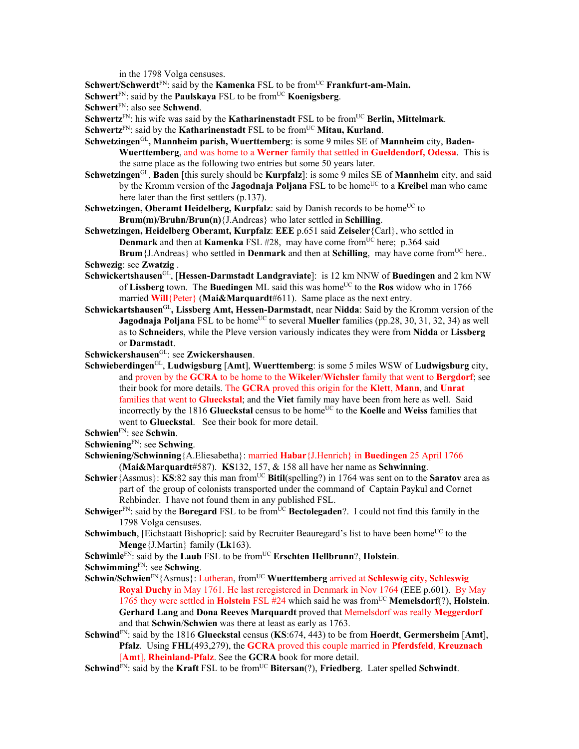in the 1798 Volga censuses.

**Schwert/Schwerdt**[FN]: said by the **Kamenka** FSL to be from[UC] **Frankfurt-am-Main.**

**Schwert**[FN]: said by the **Paulskaya** FSL to be from[UC] **Koenigsberg**.

**Schwert**[FN]: also see **Schwend**.

**Schwertz**[FN]: his wife was said by the **Katharinenstadt** FSL to be from[UC] **Berlin, Mittelmark**.

**Schwertz**[FN]: said by the **Katharinenstadt** FSL to be from[UC] **Mitau, Kurland**.

**Schwetzingen**[GL]**, Mannheim parish, Wuerttemberg**: is some 9 miles SE of **Mannheim** city, **Baden-Wuerttemberg**, and was home to a **Werner** family that settled in **Gueldendorf, Odessa**. This is the same place as the following two entries but some 50 years later.

**Schwetzingen**[GL], **Baden** [this surely should be **Kurpfalz**]: is some 9 miles SE of **Mannheim** city, and said by the Kromm version of the **Jagodnaja Poljana** FSL to be home[UC] to a **Kreibel** man who came here later than the first settlers (p.137).

**Schwetzingen, Oberamt Heidelberg, Kurpfalz**: said by Danish records to be home[UC] to **Brum(m)/Bruhn/Brun(n)**{J.Andreas} who later settled in **Schilling**.

**Schwetzingen, Heidelberg Oberamt, Kurpfalz**: **EEE** p.651 said **Zeiseler**{Carl}, who settled in **Denmark** and then at **Kamenka** FSL #28, may have come from[UC] here; p.364 said **Brum**{J.Andreas} who settled in **Denmark** and then at **Schilling**, may have come from[UC] here..

**Schwezig**: see **Zwatzig** .

**Schwickertshausen**[GL], [**Hessen-Darmstadt Landgraviate**]: is 12 km NNW of **Buedingen** and 2 km NW of **Lissberg** town. The **Buedingen** ML said this was home[UC] to the **Ros** widow who in 1766 married **Will**{Peter} (**Mai&Marquardt**#611). Same place as the next entry.

**Schwickartshausen**[GL]**, Lissberg Amt, Hessen-Darmstadt**, near **Nidda**: Said by the Kromm version of the **Jagodnaja Poljana** FSL to be home[UC] to several **Mueller** families (pp.28, 30, 31, 32, 34) as well as to **Schneider**s, while the Pleve version variously indicates they were from **Nidda** or **Lissberg** or **Darmstadt**.

**Schwickershausen**[GL]: see **Zwickershausen**.

**Schwieberdingen**[GL], **Ludwigsburg** [**Amt**], **Wuerttemberg**: is some 5 miles WSW of **Ludwigsburg** city, and proven by the **GCRA** to be home to the **Wikeler**/**Wichsler** family that went to **Bergdorf**; see their book for more details. The **GCRA** proved this origin for the **Klett**, **Mann**, and **Unrat** families that went to **Glueckstal**; and the **Viet** family may have been from here as well. Said incorrectly by the 1816 **Glueckstal** census to be home[UC] to the **Koelle** and **Weiss** families that went to **Glueckstal**. See their book for more detail.

**Schwien**[FN]: see **Schwin**.

**Schwiening**[FN]: see **Schwing**.

**Schwiening/Schwinning**{A.Eliesabetha}: married **Habar**{J.Henrich} in **Buedingen** 25 April 1766 (**Mai&Marquardt**#587). **KS**132, 157, & 158 all have her name as **Schwinning**.

**Schwier**{Assmus}: **KS**:82 say this man from[UC] **Bitil**(spelling?) in 1764 was sent on to the **Saratov** area as part of the group of colonists transported under the command of Captain Paykul and Cornet Rehbinder. I have not found them in any published FSL.

**Schwiger**[FN]: said by the **Boregard** FSL to be from[UC] **Bectolegaden**?. I could not find this family in the 1798 Volga censuses.

**Schwimbach**, [Eichstaatt Bishopric]: said by Recruiter Beauregard's list to have been home[UC] to the **Menge**{J.Martin} family (**Lk**163).

**Schwimle**[FN]: said by the **Laub** FSL to be from[UC] **Erschten Hellbrunn**?, **Holstein**.

**Schwimming**[FN]: see **Schwing**.

**Schwin/Schwien**[FN]{Asmus}: Lutheran, from[UC] **Wuerttemberg** arrived at **Schleswig city, Schleswig Royal Duchy** in May 1761. He last reregistered in Denmark in Nov 1764 (EEE p.601). By May 1765 they were settled in **Holstein** FSL #24 which said he was from[UC] **Memelsdorf**(?), **Holstein**. **Gerhard Lang** and **Dona Reeves Marquardt** proved that Memelsdorf was really **Meggerdorf** and that **Schwin**/**Schwien** was there at least as early as 1763.

**Schwind**[FN]: said by the 1816 **Glueckstal** census (**KS**:674, 443) to be from **Hoerdt**, **Germersheim** [**Amt**], **Pfalz**. Using **FHL**(493,279), the **GCRA** proved this couple married in **Pferdsfeld**, **Kreuznach** [**Amt**], **Rheinland-Pfalz**. See the **GCRA** book for more detail.

**Schwind**[FN]: said by the **Kraft** FSL to be from[UC] **Bitersan**(?), **Friedberg**. Later spelled **Schwindt**.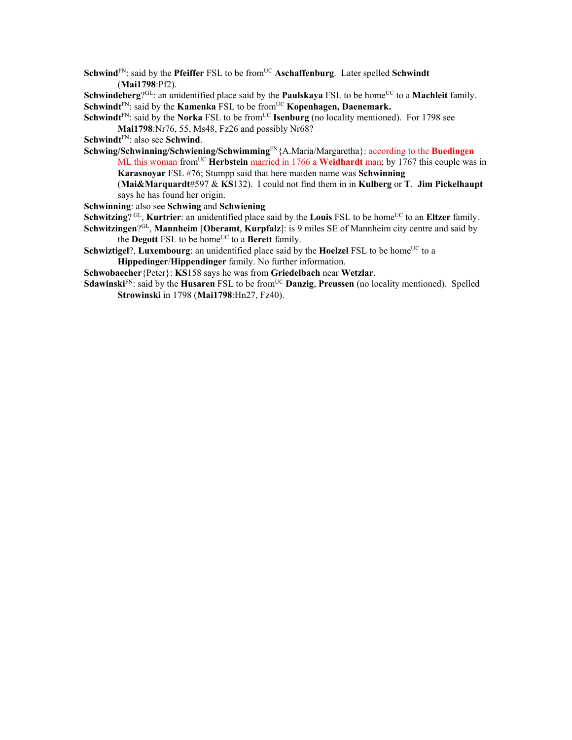**Schwind**[FN]: said by the **Pfeiffer** FSL to be from[UC] **Aschaffenburg**. Later spelled **Schwindt** (**Mai1798**:Pf2).

**Schwindeberg**?[GL]: an unidentified place said by the **Paulskaya** FSL to be home[UC] to a **Machleit** family.

**Schwindt**[FN]: said by the **Kamenka** FSL to be from[UC] **Kopenhagen, Daenemark.**

**Schwindt**[FN]: said by the **Norka** FSL to be from[UC] **Isenburg** (no locality mentioned). For 1798 see **Mai1798**:Nr76, 55, Ms48, Fz26 and possibly Nr68?

**Schwindt**[FN]: also see **Schwind**.

**Schwing/Schwinning/Schwiening/Schwimming**[FN]{A.Maria/Margaretha}: according to the **Buedingen** ML this woman from[UC] **Herbstein** married in 1766 a **Weidhardt** man; by 1767 this couple was in **Karasnoyar** FSL #76; Stumpp said that here maiden name was **Schwinning** (**Mai&Marquardt**#597 & **KS**132). I could not find them in in **Kulberg** or **T**. **Jim Pickelhaupt** says he has found her origin.

**Schwinning**: also see **Schwing** and **Schwiening**

**Schwitzing**? [GL], **Kurtrier**: an unidentified place said by the **Louis** FSL to be home[UC] to an **Eltzer** family.

**Schwitzingen**?[GL], **Mannheim** [**Oberamt**, **Kurpfalz**]: is 9 miles SE of Mannheim city centre and said by the **Degott** FSL to be home[UC] to a **Berett** family.

**Schwiztigel**?, **Luxembourg**: an unidentified place said by the **Hoelzel** FSL to be home[UC] to a **Hippedinger**/**Hippendinger** family. No further information.

**Schwobaecher**{Peter}: **KS**158 says he was from **Griedelbach** near **Wetzlar**.

**Sdawinski**[FN]: said by the **Husaren** FSL to be from[UC] **Danzig**, **Preussen** (no locality mentioned). Spelled **Strowinski** in 1798 (**Mai1798**:Hn27, Fz40).